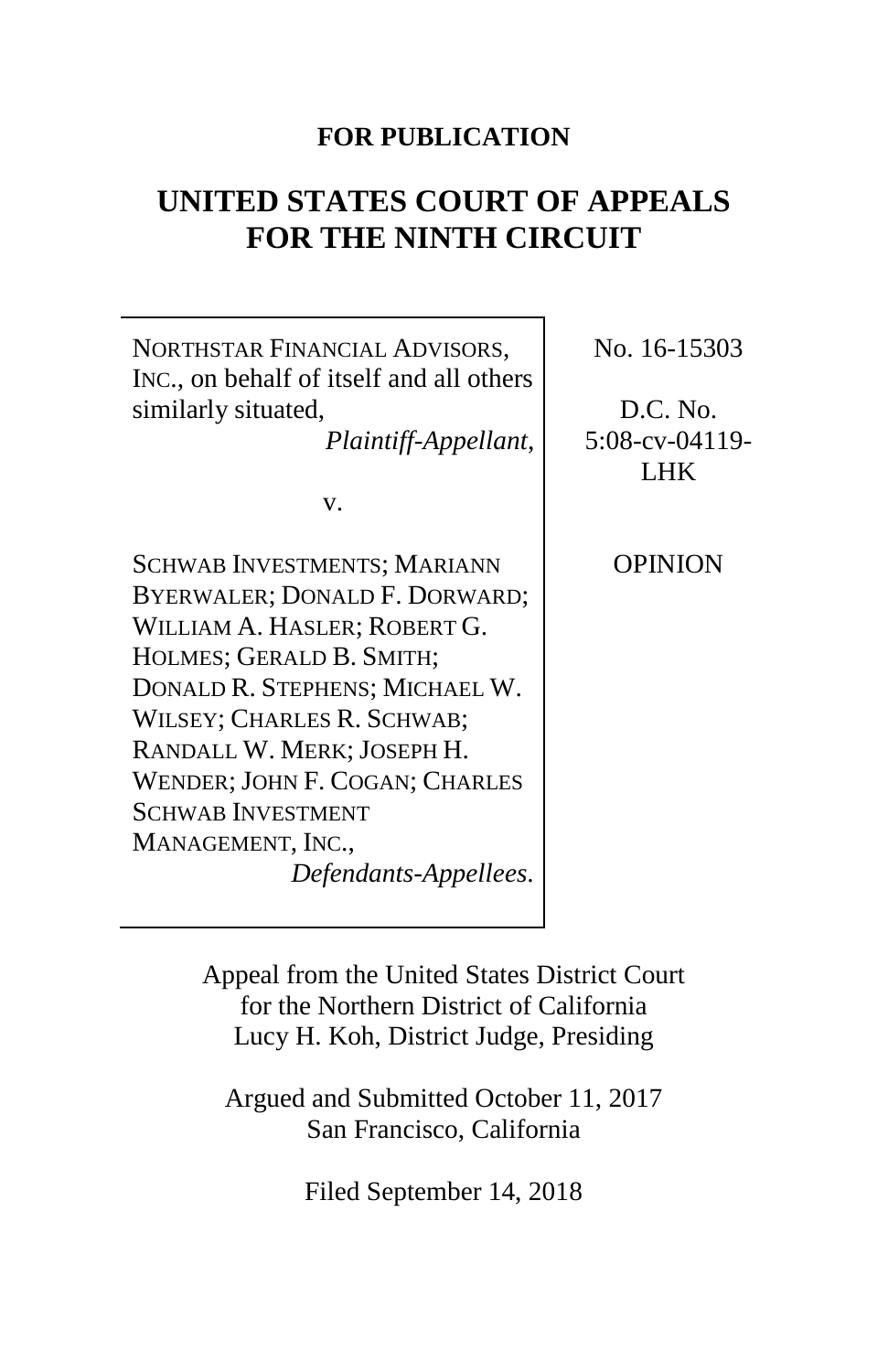**FOR PUBLICATION**

# UNITED STATES COURT OF APPEALS FOR THE NINTH CIRCUIT

| | |
|---|---|
| NORTHSTAR FINANCIAL ADVISORS, INC., on behalf of itself and all others similarly situated, *Plaintiff-Appellant*, | No. 16-15303 |
| v. | D.C. No. 5:08-cv-04119-LHK |
| SCHWAB INVESTMENTS; MARIANN BYERWALER; DONALD F. DORWARD; WILLIAM A. HASLER; ROBERT G. HOLMES; GERALD B. SMITH; DONALD R. STEPHENS; MICHAEL W. WILSEY; CHARLES R. SCHWAB; RANDALL W. MERK; JOSEPH H. WENDER; JOHN F. COGAN; CHARLES SCHWAB INVESTMENT MANAGEMENT, INC., *Defendants-Appellees*. | OPINION |

Appeal from the United States District Court
for the Northern District of California
Lucy H. Koh, District Judge, Presiding

Argued and Submitted October 11, 2017
San Francisco, California

Filed September 14, 2018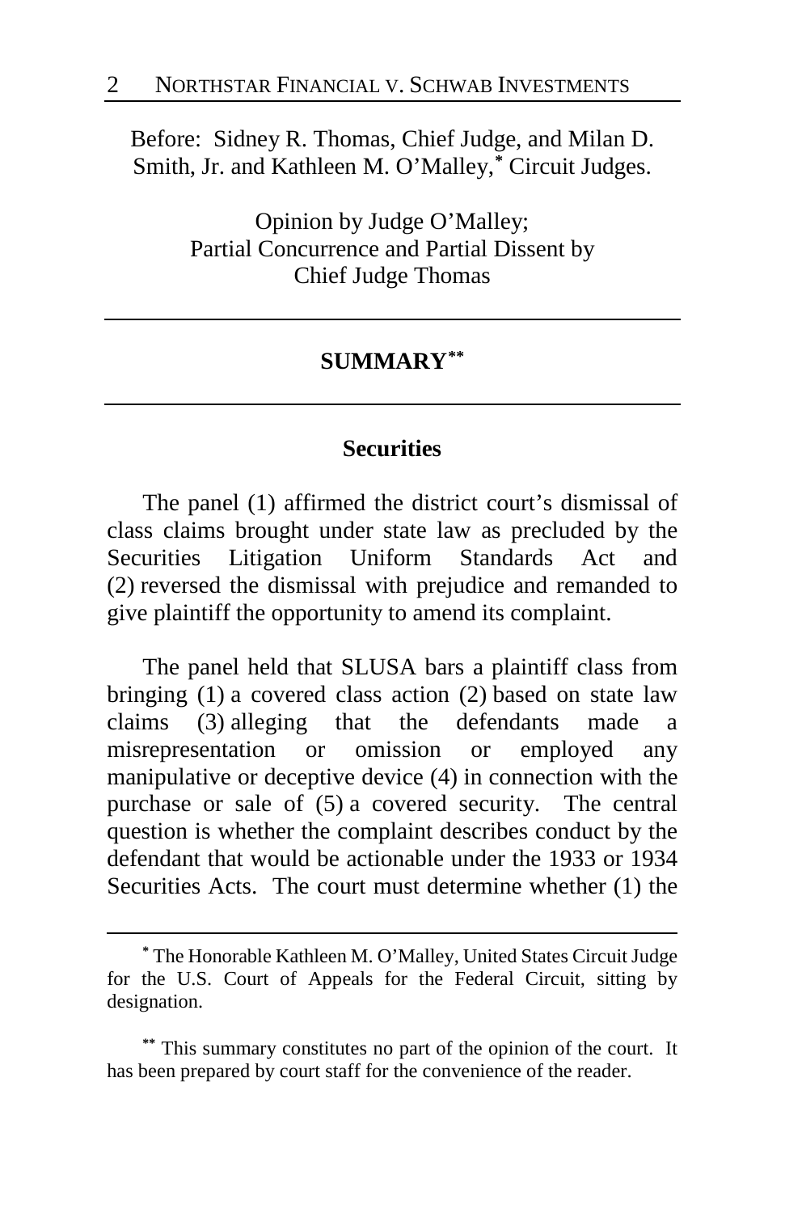Before: Sidney R. Thomas, Chief Judge, and Milan D. Smith, Jr. and Kathleen M. O'Malley,[*] Circuit Judges.

Opinion by Judge O'Malley;
Partial Concurrence and Partial Dissent by
Chief Judge Thomas

---

## SUMMARY[**]

---

### Securities

The panel (1) affirmed the district court's dismissal of class claims brought under state law as precluded by the Securities Litigation Uniform Standards Act and (2) reversed the dismissal with prejudice and remanded to give plaintiff the opportunity to amend its complaint.

The panel held that SLUSA bars a plaintiff class from bringing (1) a covered class action (2) based on state law claims (3) alleging that the defendants made a misrepresentation or omission or employed any manipulative or deceptive device (4) in connection with the purchase or sale of (5) a covered security. The central question is whether the complaint describes conduct by the defendant that would be actionable under the 1933 or 1934 Securities Acts. The court must determine whether (1) the

---

[*] The Honorable Kathleen M. O'Malley, United States Circuit Judge for the U.S. Court of Appeals for the Federal Circuit, sitting by designation.

[**] This summary constitutes no part of the opinion of the court. It has been prepared by court staff for the convenience of the reader.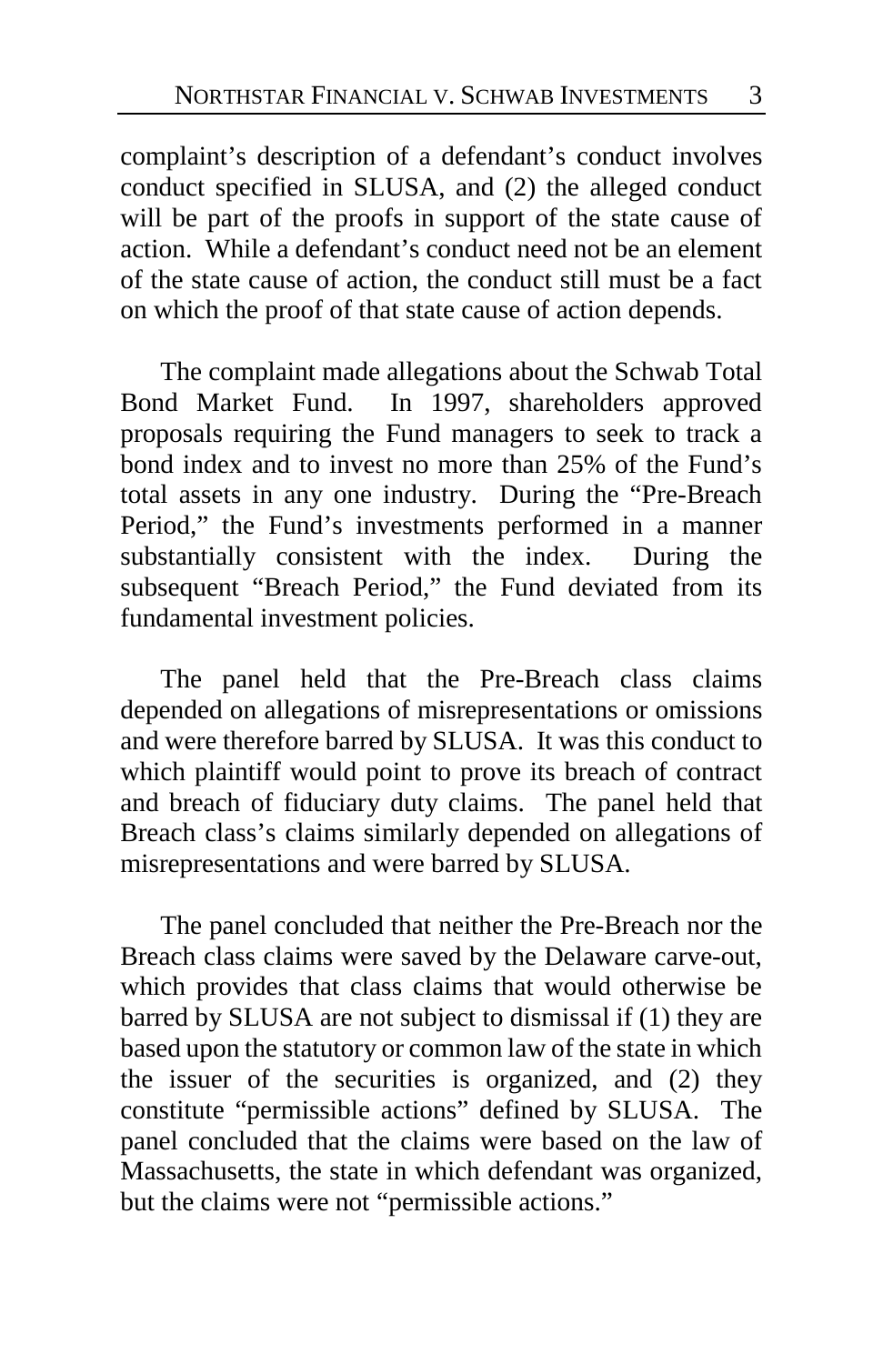complaint's description of a defendant's conduct involves conduct specified in SLUSA, and (2) the alleged conduct will be part of the proofs in support of the state cause of action. While a defendant's conduct need not be an element of the state cause of action, the conduct still must be a fact on which the proof of that state cause of action depends.

The complaint made allegations about the Schwab Total Bond Market Fund. In 1997, shareholders approved proposals requiring the Fund managers to seek to track a bond index and to invest no more than 25% of the Fund's total assets in any one industry. During the "Pre-Breach Period," the Fund's investments performed in a manner substantially consistent with the index. During the subsequent "Breach Period," the Fund deviated from its fundamental investment policies.

The panel held that the Pre-Breach class claims depended on allegations of misrepresentations or omissions and were therefore barred by SLUSA. It was this conduct to which plaintiff would point to prove its breach of contract and breach of fiduciary duty claims. The panel held that Breach class's claims similarly depended on allegations of misrepresentations and were barred by SLUSA.

The panel concluded that neither the Pre-Breach nor the Breach class claims were saved by the Delaware carve-out, which provides that class claims that would otherwise be barred by SLUSA are not subject to dismissal if (1) they are based upon the statutory or common law of the state in which the issuer of the securities is organized, and (2) they constitute "permissible actions" defined by SLUSA. The panel concluded that the claims were based on the law of Massachusetts, the state in which defendant was organized, but the claims were not "permissible actions."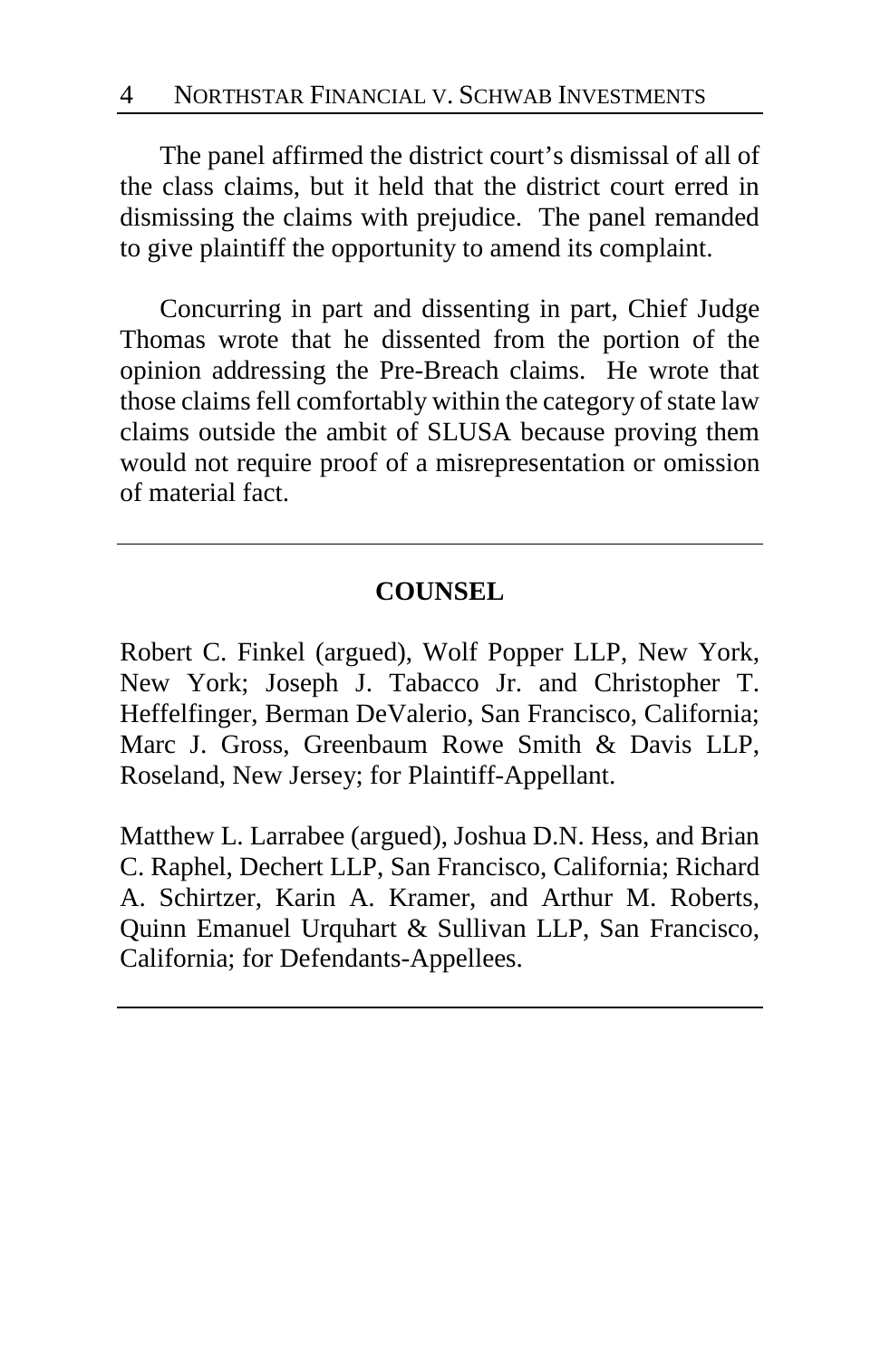The panel affirmed the district court's dismissal of all of the class claims, but it held that the district court erred in dismissing the claims with prejudice. The panel remanded to give plaintiff the opportunity to amend its complaint.

Concurring in part and dissenting in part, Chief Judge Thomas wrote that he dissented from the portion of the opinion addressing the Pre-Breach claims. He wrote that those claims fell comfortably within the category of state law claims outside the ambit of SLUSA because proving them would not require proof of a misrepresentation or omission of material fact.

---

## COUNSEL

Robert C. Finkel (argued), Wolf Popper LLP, New York, New York; Joseph J. Tabacco Jr. and Christopher T. Heffelfinger, Berman DeValerio, San Francisco, California; Marc J. Gross, Greenbaum Rowe Smith & Davis LLP, Roseland, New Jersey; for Plaintiff-Appellant.

Matthew L. Larrabee (argued), Joshua D.N. Hess, and Brian C. Raphel, Dechert LLP, San Francisco, California; Richard A. Schirtzer, Karin A. Kramer, and Arthur M. Roberts, Quinn Emanuel Urquhart & Sullivan LLP, San Francisco, California; for Defendants-Appellees.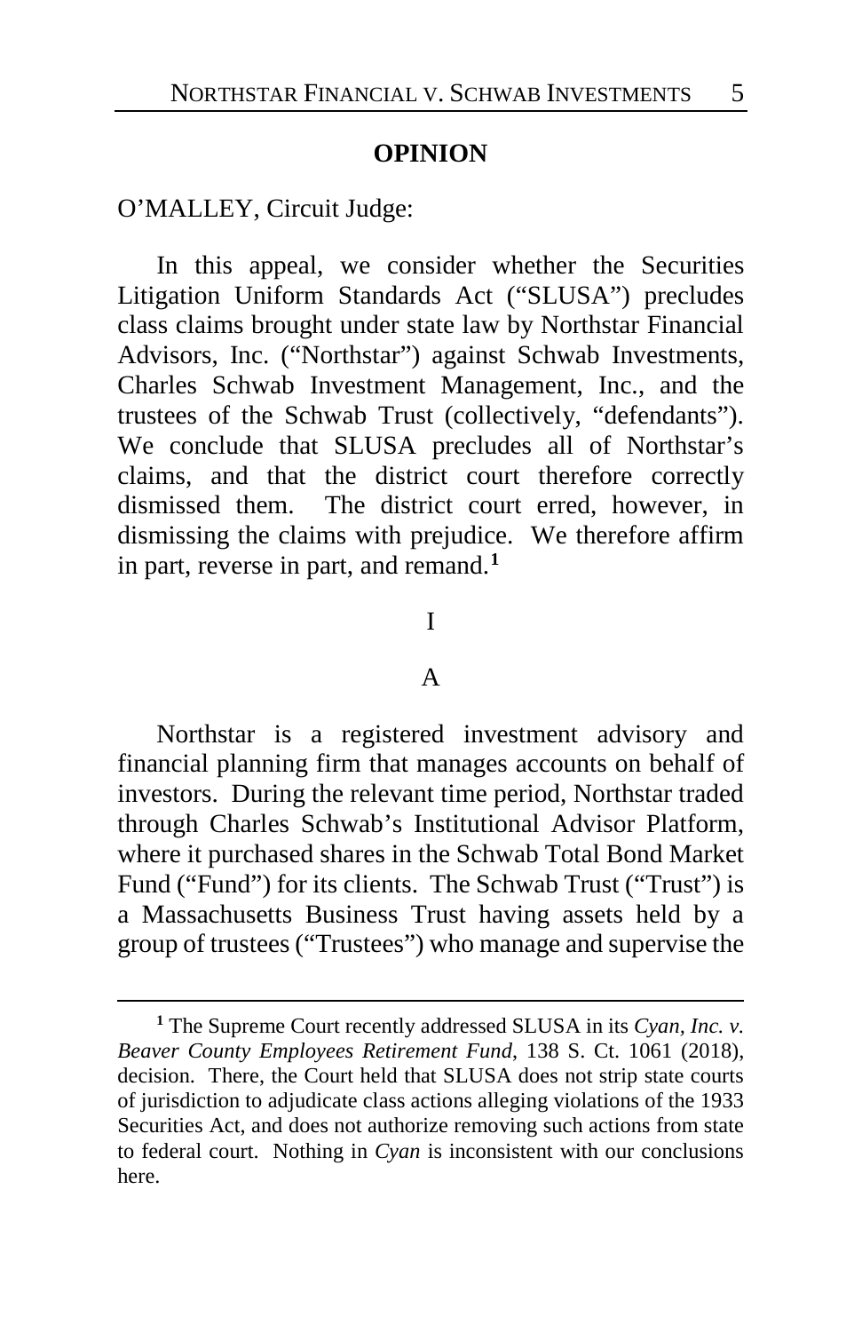## OPINION

O'MALLEY, Circuit Judge:

In this appeal, we consider whether the Securities Litigation Uniform Standards Act ("SLUSA") precludes class claims brought under state law by Northstar Financial Advisors, Inc. ("Northstar") against Schwab Investments, Charles Schwab Investment Management, Inc., and the trustees of the Schwab Trust (collectively, "defendants"). We conclude that SLUSA precludes all of Northstar's claims, and that the district court therefore correctly dismissed them. The district court erred, however, in dismissing the claims with prejudice. We therefore affirm in part, reverse in part, and remand.[1]

### I

### A

Northstar is a registered investment advisory and financial planning firm that manages accounts on behalf of investors. During the relevant time period, Northstar traded through Charles Schwab's Institutional Advisor Platform, where it purchased shares in the Schwab Total Bond Market Fund ("Fund") for its clients. The Schwab Trust ("Trust") is a Massachusetts Business Trust having assets held by a group of trustees ("Trustees") who manage and supervise the

---

[1] The Supreme Court recently addressed SLUSA in its *Cyan, Inc. v. Beaver County Employees Retirement Fund*, 138 S. Ct. 1061 (2018), decision. There, the Court held that SLUSA does not strip state courts of jurisdiction to adjudicate class actions alleging violations of the 1933 Securities Act, and does not authorize removing such actions from state to federal court. Nothing in *Cyan* is inconsistent with our conclusions here.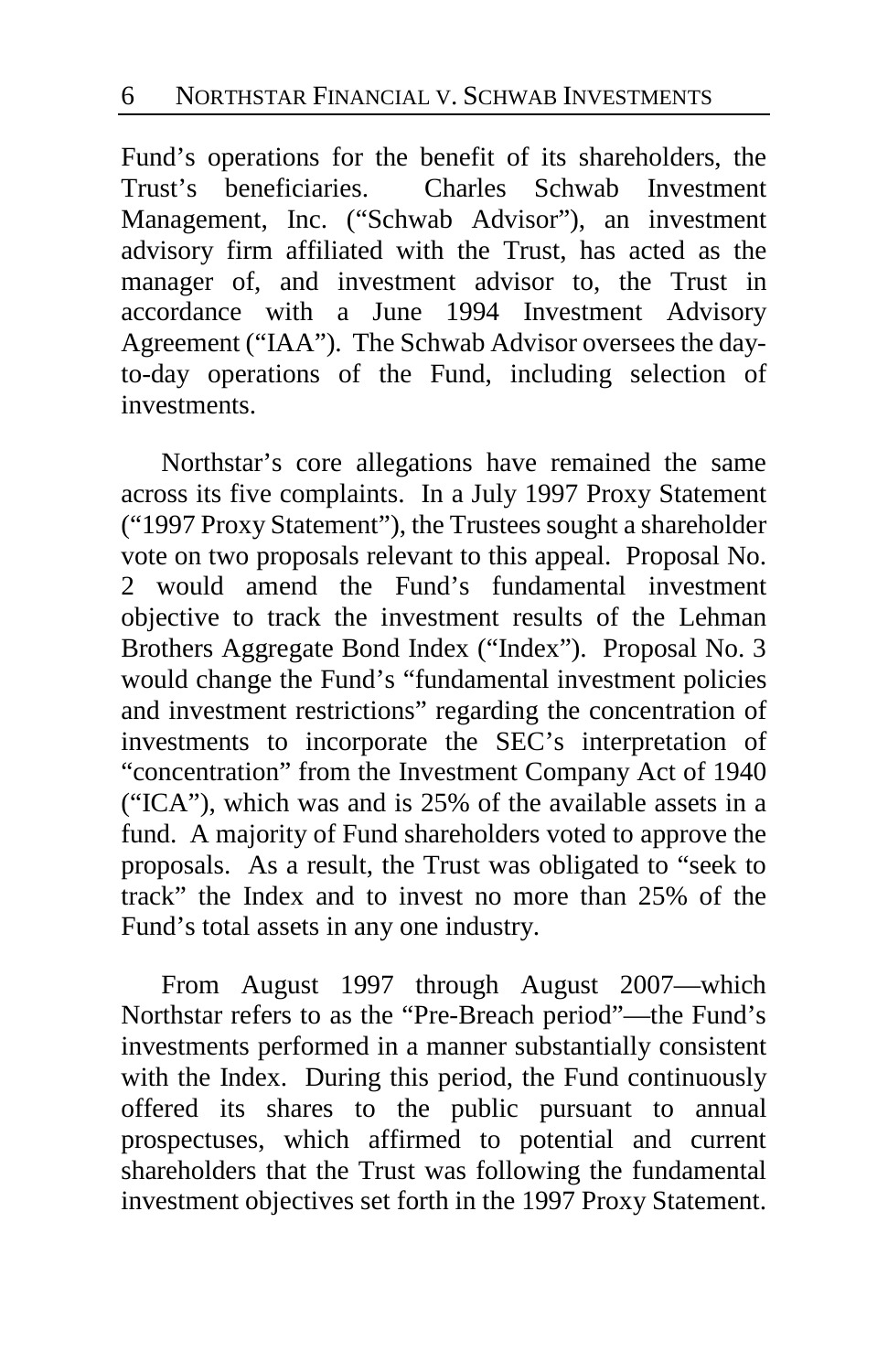Fund's operations for the benefit of its shareholders, the Trust's beneficiaries. Charles Schwab Investment Management, Inc. ("Schwab Advisor"), an investment advisory firm affiliated with the Trust, has acted as the manager of, and investment advisor to, the Trust in accordance with a June 1994 Investment Advisory Agreement ("IAA"). The Schwab Advisor oversees the day-to-day operations of the Fund, including selection of investments.

Northstar's core allegations have remained the same across its five complaints. In a July 1997 Proxy Statement ("1997 Proxy Statement"), the Trustees sought a shareholder vote on two proposals relevant to this appeal. Proposal No. 2 would amend the Fund's fundamental investment objective to track the investment results of the Lehman Brothers Aggregate Bond Index ("Index"). Proposal No. 3 would change the Fund's "fundamental investment policies and investment restrictions" regarding the concentration of investments to incorporate the SEC's interpretation of "concentration" from the Investment Company Act of 1940 ("ICA"), which was and is 25% of the available assets in a fund. A majority of Fund shareholders voted to approve the proposals. As a result, the Trust was obligated to "seek to track" the Index and to invest no more than 25% of the Fund's total assets in any one industry.

From August 1997 through August 2007—which Northstar refers to as the "Pre-Breach period"—the Fund's investments performed in a manner substantially consistent with the Index. During this period, the Fund continuously offered its shares to the public pursuant to annual prospectuses, which affirmed to potential and current shareholders that the Trust was following the fundamental investment objectives set forth in the 1997 Proxy Statement.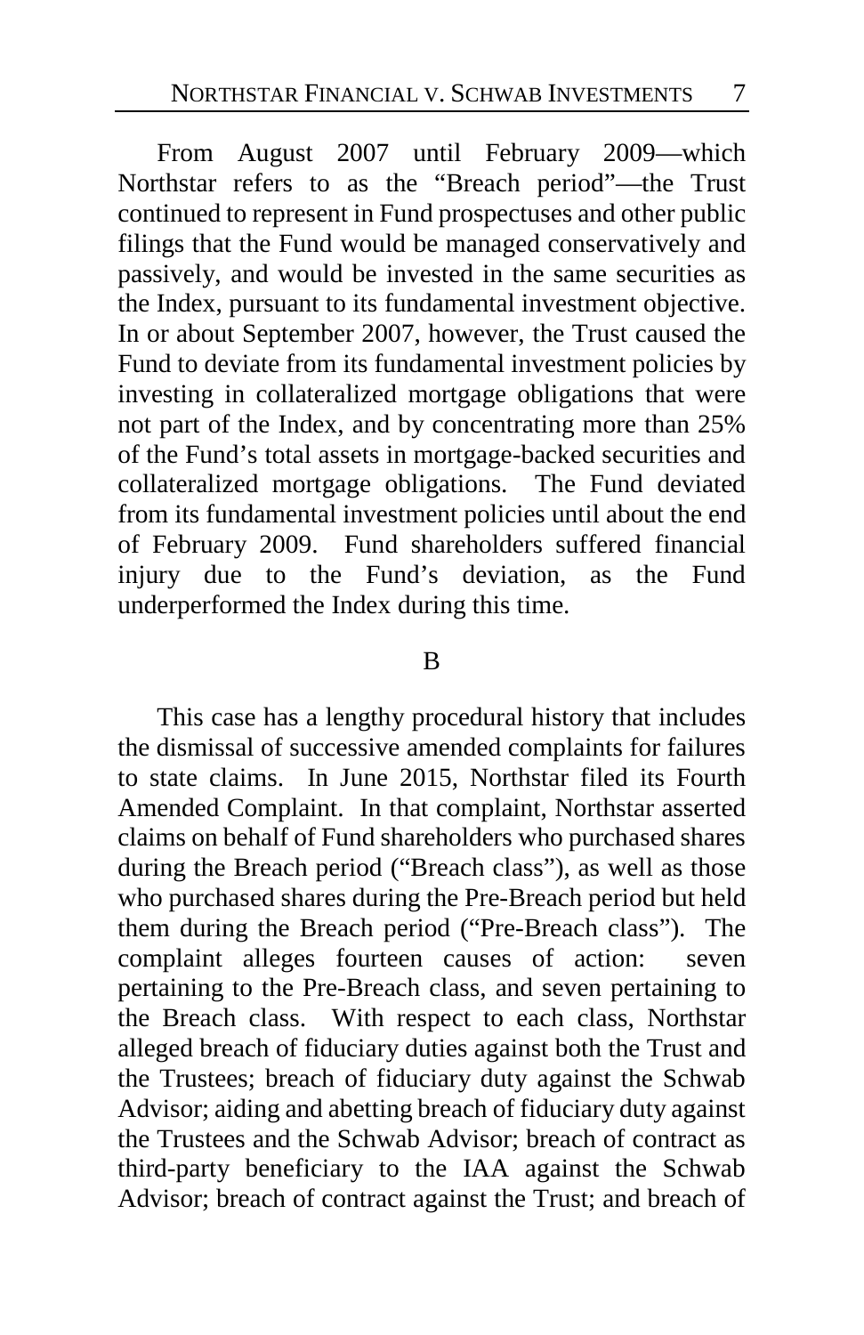From August 2007 until February 2009—which Northstar refers to as the "Breach period"—the Trust continued to represent in Fund prospectuses and other public filings that the Fund would be managed conservatively and passively, and would be invested in the same securities as the Index, pursuant to its fundamental investment objective. In or about September 2007, however, the Trust caused the Fund to deviate from its fundamental investment policies by investing in collateralized mortgage obligations that were not part of the Index, and by concentrating more than 25% of the Fund's total assets in mortgage-backed securities and collateralized mortgage obligations. The Fund deviated from its fundamental investment policies until about the end of February 2009. Fund shareholders suffered financial injury due to the Fund's deviation, as the Fund underperformed the Index during this time.

### B

This case has a lengthy procedural history that includes the dismissal of successive amended complaints for failures to state claims. In June 2015, Northstar filed its Fourth Amended Complaint. In that complaint, Northstar asserted claims on behalf of Fund shareholders who purchased shares during the Breach period ("Breach class"), as well as those who purchased shares during the Pre-Breach period but held them during the Breach period ("Pre-Breach class"). The complaint alleges fourteen causes of action: seven pertaining to the Pre-Breach class, and seven pertaining to the Breach class. With respect to each class, Northstar alleged breach of fiduciary duties against both the Trust and the Trustees; breach of fiduciary duty against the Schwab Advisor; aiding and abetting breach of fiduciary duty against the Trustees and the Schwab Advisor; breach of contract as third-party beneficiary to the IAA against the Schwab Advisor; breach of contract against the Trust; and breach of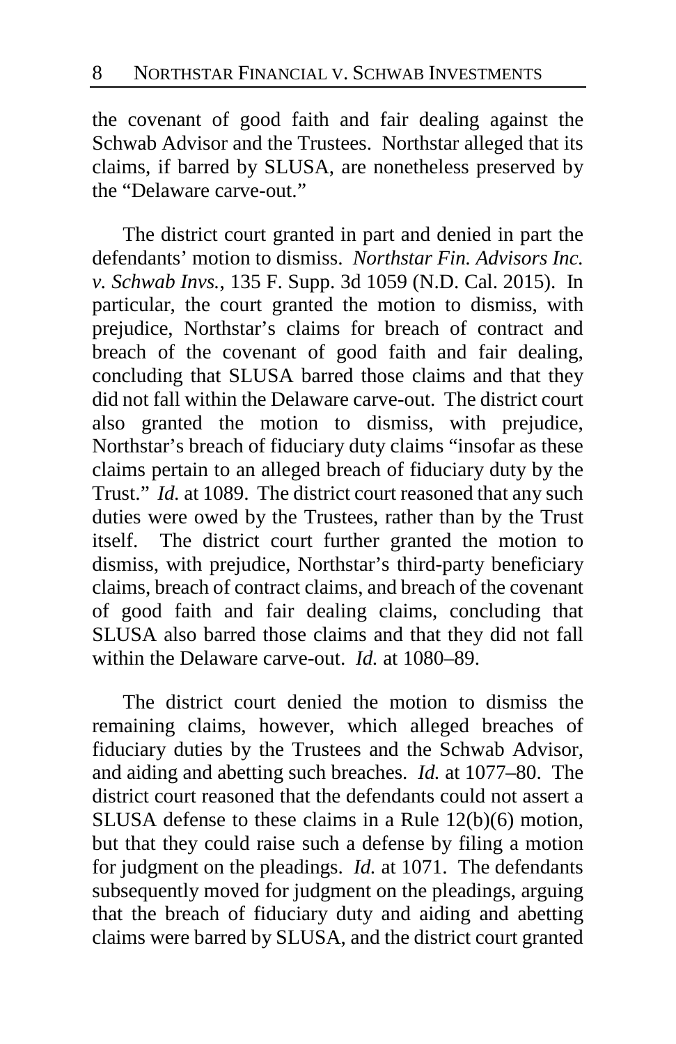the covenant of good faith and fair dealing against the Schwab Advisor and the Trustees. Northstar alleged that its claims, if barred by SLUSA, are nonetheless preserved by the "Delaware carve-out."

The district court granted in part and denied in part the defendants' motion to dismiss. *Northstar Fin. Advisors Inc. v. Schwab Invs.*, 135 F. Supp. 3d 1059 (N.D. Cal. 2015). In particular, the court granted the motion to dismiss, with prejudice, Northstar's claims for breach of contract and breach of the covenant of good faith and fair dealing, concluding that SLUSA barred those claims and that they did not fall within the Delaware carve-out. The district court also granted the motion to dismiss, with prejudice, Northstar's breach of fiduciary duty claims "insofar as these claims pertain to an alleged breach of fiduciary duty by the Trust." *Id.* at 1089. The district court reasoned that any such duties were owed by the Trustees, rather than by the Trust itself. The district court further granted the motion to dismiss, with prejudice, Northstar's third-party beneficiary claims, breach of contract claims, and breach of the covenant of good faith and fair dealing claims, concluding that SLUSA also barred those claims and that they did not fall within the Delaware carve-out. *Id.* at 1080–89.

The district court denied the motion to dismiss the remaining claims, however, which alleged breaches of fiduciary duties by the Trustees and the Schwab Advisor, and aiding and abetting such breaches. *Id.* at 1077–80. The district court reasoned that the defendants could not assert a SLUSA defense to these claims in a Rule 12(b)(6) motion, but that they could raise such a defense by filing a motion for judgment on the pleadings. *Id.* at 1071. The defendants subsequently moved for judgment on the pleadings, arguing that the breach of fiduciary duty and aiding and abetting claims were barred by SLUSA, and the district court granted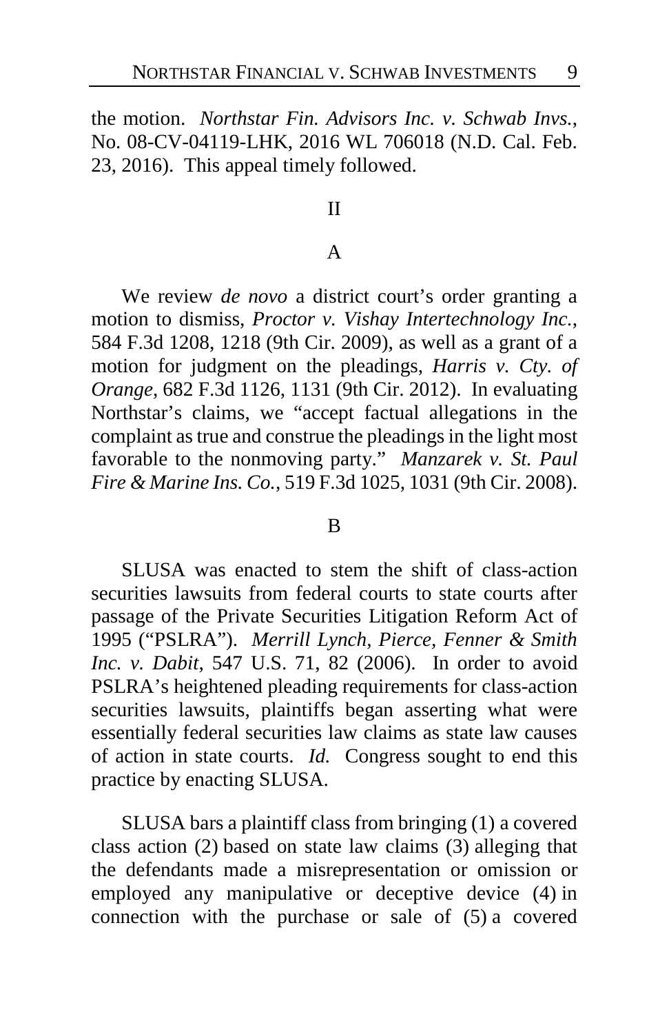the motion. *Northstar Fin. Advisors Inc. v. Schwab Invs.*, No. 08-CV-04119-LHK, 2016 WL 706018 (N.D. Cal. Feb. 23, 2016). This appeal timely followed.

## II

### A

We review *de novo* a district court's order granting a motion to dismiss, *Proctor v. Vishay Intertechnology Inc.*, 584 F.3d 1208, 1218 (9th Cir. 2009), as well as a grant of a motion for judgment on the pleadings, *Harris v. Cty. of Orange*, 682 F.3d 1126, 1131 (9th Cir. 2012). In evaluating Northstar's claims, we "accept factual allegations in the complaint as true and construe the pleadings in the light most favorable to the nonmoving party." *Manzarek v. St. Paul Fire & Marine Ins. Co.*, 519 F.3d 1025, 1031 (9th Cir. 2008).

### B

SLUSA was enacted to stem the shift of class-action securities lawsuits from federal courts to state courts after passage of the Private Securities Litigation Reform Act of 1995 ("PSLRA"). *Merrill Lynch, Pierce, Fenner & Smith Inc. v. Dabit*, 547 U.S. 71, 82 (2006). In order to avoid PSLRA's heightened pleading requirements for class-action securities lawsuits, plaintiffs began asserting what were essentially federal securities law claims as state law causes of action in state courts. *Id.* Congress sought to end this practice by enacting SLUSA.

SLUSA bars a plaintiff class from bringing (1) a covered class action (2) based on state law claims (3) alleging that the defendants made a misrepresentation or omission or employed any manipulative or deceptive device (4) in connection with the purchase or sale of (5) a covered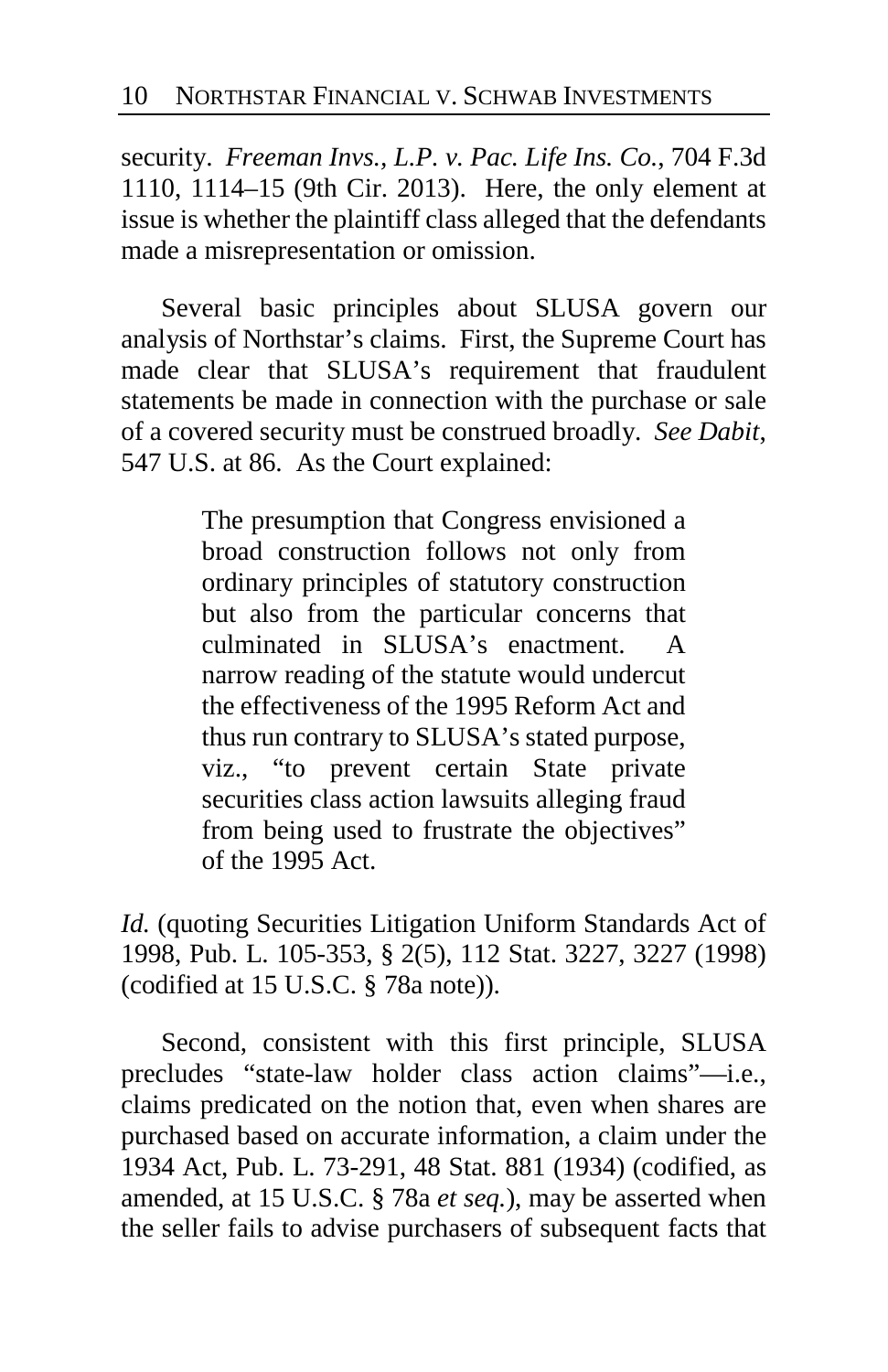security. *Freeman Invs., L.P. v. Pac. Life Ins. Co.*, 704 F.3d 1110, 1114–15 (9th Cir. 2013). Here, the only element at issue is whether the plaintiff class alleged that the defendants made a misrepresentation or omission.

Several basic principles about SLUSA govern our analysis of Northstar's claims. First, the Supreme Court has made clear that SLUSA's requirement that fraudulent statements be made in connection with the purchase or sale of a covered security must be construed broadly. *See Dabit*, 547 U.S. at 86. As the Court explained:

> The presumption that Congress envisioned a broad construction follows not only from ordinary principles of statutory construction but also from the particular concerns that culminated in SLUSA's enactment. A narrow reading of the statute would undercut the effectiveness of the 1995 Reform Act and thus run contrary to SLUSA's stated purpose, viz., "to prevent certain State private securities class action lawsuits alleging fraud from being used to frustrate the objectives" of the 1995 Act.

*Id.* (quoting Securities Litigation Uniform Standards Act of 1998, Pub. L. 105-353, § 2(5), 112 Stat. 3227, 3227 (1998) (codified at 15 U.S.C. § 78a note)).

Second, consistent with this first principle, SLUSA precludes "state-law holder class action claims"—i.e., claims predicated on the notion that, even when shares are purchased based on accurate information, a claim under the 1934 Act, Pub. L. 73-291, 48 Stat. 881 (1934) (codified, as amended, at 15 U.S.C. § 78a *et seq.*), may be asserted when the seller fails to advise purchasers of subsequent facts that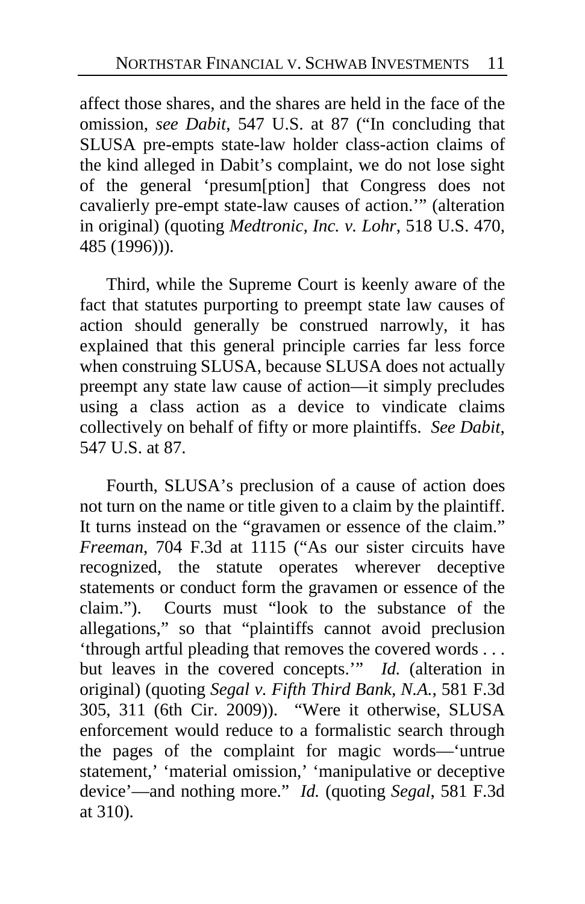affect those shares, and the shares are held in the face of the omission, *see Dabit*, 547 U.S. at 87 ("In concluding that SLUSA pre-empts state-law holder class-action claims of the kind alleged in Dabit's complaint, we do not lose sight of the general 'presum[ption] that Congress does not cavalierly pre-empt state-law causes of action.'" (alteration in original) (quoting *Medtronic, Inc. v. Lohr*, 518 U.S. 470, 485 (1996))).

Third, while the Supreme Court is keenly aware of the fact that statutes purporting to preempt state law causes of action should generally be construed narrowly, it has explained that this general principle carries far less force when construing SLUSA, because SLUSA does not actually preempt any state law cause of action—it simply precludes using a class action as a device to vindicate claims collectively on behalf of fifty or more plaintiffs. *See Dabit*, 547 U.S. at 87.

Fourth, SLUSA's preclusion of a cause of action does not turn on the name or title given to a claim by the plaintiff. It turns instead on the "gravamen or essence of the claim." *Freeman*, 704 F.3d at 1115 ("As our sister circuits have recognized, the statute operates wherever deceptive statements or conduct form the gravamen or essence of the claim."). Courts must "look to the substance of the allegations," so that "plaintiffs cannot avoid preclusion 'through artful pleading that removes the covered words . . . but leaves in the covered concepts.'" *Id.* (alteration in original) (quoting *Segal v. Fifth Third Bank, N.A.*, 581 F.3d 305, 311 (6th Cir. 2009)). "Were it otherwise, SLUSA enforcement would reduce to a formalistic search through the pages of the complaint for magic words—'untrue statement,' 'material omission,' 'manipulative or deceptive device'—and nothing more." *Id.* (quoting *Segal*, 581 F.3d at 310).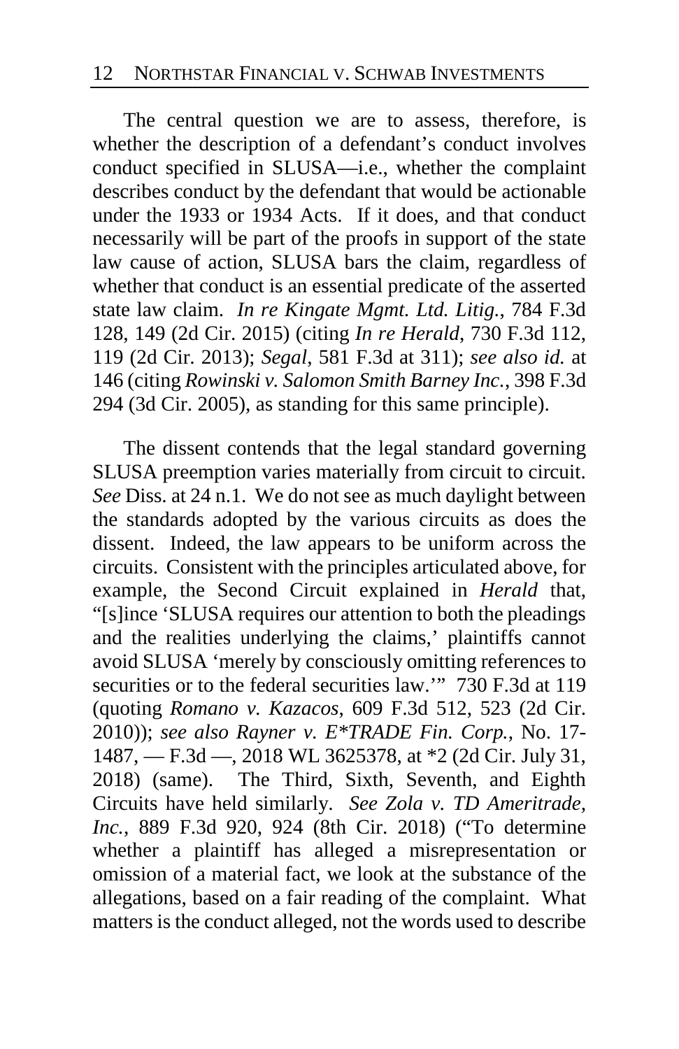The central question we are to assess, therefore, is whether the description of a defendant's conduct involves conduct specified in SLUSA—i.e., whether the complaint describes conduct by the defendant that would be actionable under the 1933 or 1934 Acts. If it does, and that conduct necessarily will be part of the proofs in support of the state law cause of action, SLUSA bars the claim, regardless of whether that conduct is an essential predicate of the asserted state law claim. *In re Kingate Mgmt. Ltd. Litig.*, 784 F.3d 128, 149 (2d Cir. 2015) (citing *In re Herald*, 730 F.3d 112, 119 (2d Cir. 2013); *Segal*, 581 F.3d at 311); *see also id.* at 146 (citing *Rowinski v. Salomon Smith Barney Inc.*, 398 F.3d 294 (3d Cir. 2005), as standing for this same principle).

The dissent contends that the legal standard governing SLUSA preemption varies materially from circuit to circuit. *See* Diss. at 24 n.1. We do not see as much daylight between the standards adopted by the various circuits as does the dissent. Indeed, the law appears to be uniform across the circuits. Consistent with the principles articulated above, for example, the Second Circuit explained in *Herald* that, "[s]ince 'SLUSA requires our attention to both the pleadings and the realities underlying the claims,' plaintiffs cannot avoid SLUSA 'merely by consciously omitting references to securities or to the federal securities law.'" 730 F.3d at 119 (quoting *Romano v. Kazacos*, 609 F.3d 512, 523 (2d Cir. 2010)); *see also Rayner v. E\*TRADE Fin. Corp.*, No. 17-1487, — F.3d —, 2018 WL 3625378, at \*2 (2d Cir. July 31, 2018) (same). The Third, Sixth, Seventh, and Eighth Circuits have held similarly. *See Zola v. TD Ameritrade, Inc.*, 889 F.3d 920, 924 (8th Cir. 2018) ("To determine whether a plaintiff has alleged a misrepresentation or omission of a material fact, we look at the substance of the allegations, based on a fair reading of the complaint. What matters is the conduct alleged, not the words used to describe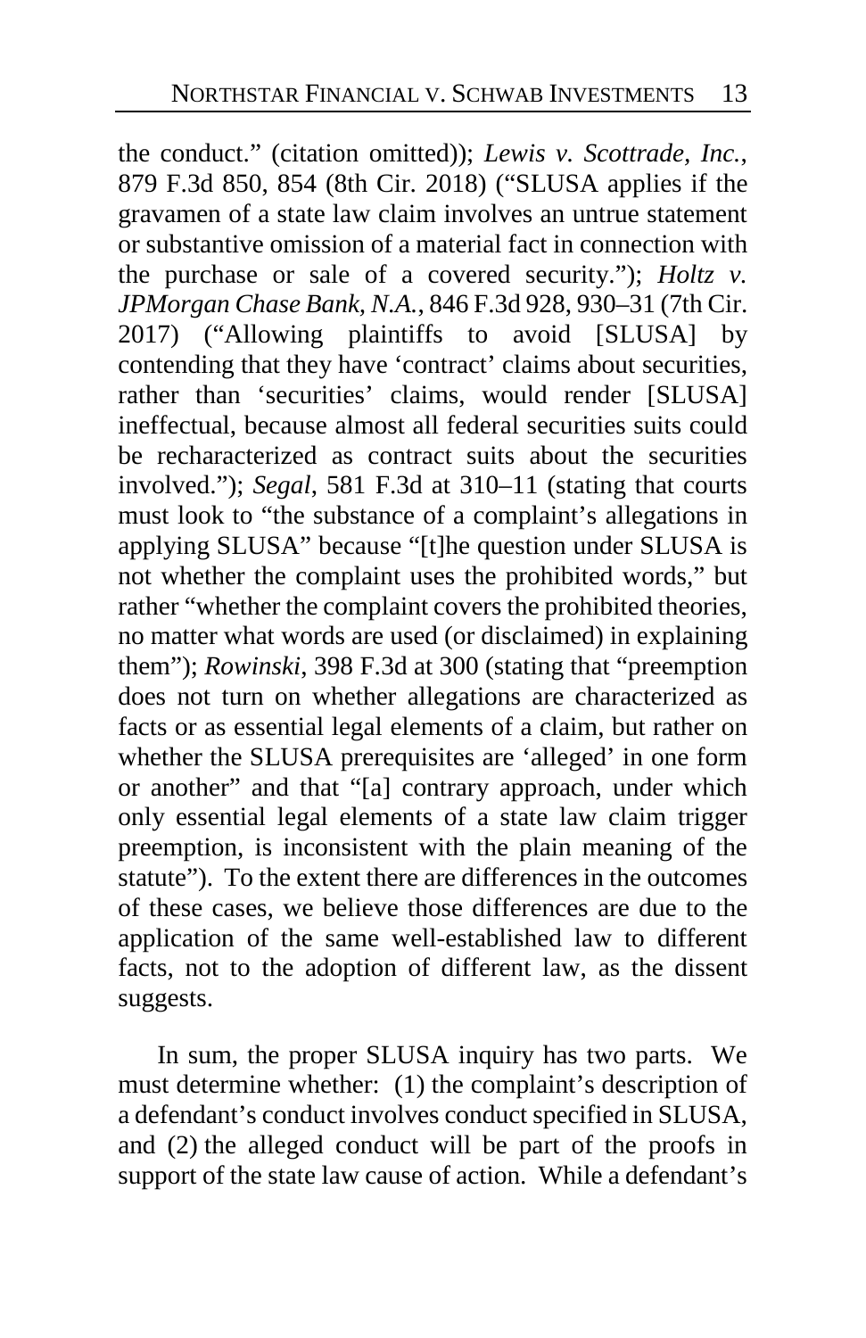the conduct." (citation omitted)); *Lewis v. Scottrade, Inc.*, 879 F.3d 850, 854 (8th Cir. 2018) ("SLUSA applies if the gravamen of a state law claim involves an untrue statement or substantive omission of a material fact in connection with the purchase or sale of a covered security."); *Holtz v. JPMorgan Chase Bank, N.A.*, 846 F.3d 928, 930–31 (7th Cir. 2017) ("Allowing plaintiffs to avoid [SLUSA] by contending that they have 'contract' claims about securities, rather than 'securities' claims, would render [SLUSA] ineffectual, because almost all federal securities suits could be recharacterized as contract suits about the securities involved."); *Segal*, 581 F.3d at 310–11 (stating that courts must look to "the substance of a complaint's allegations in applying SLUSA" because "[t]he question under SLUSA is not whether the complaint uses the prohibited words," but rather "whether the complaint covers the prohibited theories, no matter what words are used (or disclaimed) in explaining them"); *Rowinski*, 398 F.3d at 300 (stating that "preemption does not turn on whether allegations are characterized as facts or as essential legal elements of a claim, but rather on whether the SLUSA prerequisites are 'alleged' in one form or another" and that "[a] contrary approach, under which only essential legal elements of a state law claim trigger preemption, is inconsistent with the plain meaning of the statute"). To the extent there are differences in the outcomes of these cases, we believe those differences are due to the application of the same well-established law to different facts, not to the adoption of different law, as the dissent suggests.

In sum, the proper SLUSA inquiry has two parts. We must determine whether: (1) the complaint's description of a defendant's conduct involves conduct specified in SLUSA, and (2) the alleged conduct will be part of the proofs in support of the state law cause of action. While a defendant's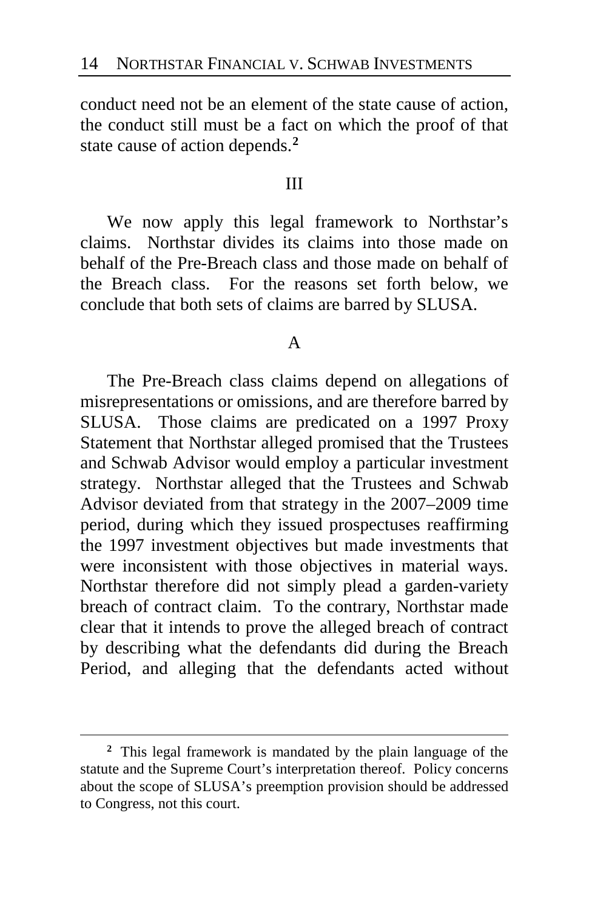conduct need not be an element of the state cause of action, the conduct still must be a fact on which the proof of that state cause of action depends.[2]

## III

We now apply this legal framework to Northstar's claims. Northstar divides its claims into those made on behalf of the Pre-Breach class and those made on behalf of the Breach class. For the reasons set forth below, we conclude that both sets of claims are barred by SLUSA.

### A

The Pre-Breach class claims depend on allegations of misrepresentations or omissions, and are therefore barred by SLUSA. Those claims are predicated on a 1997 Proxy Statement that Northstar alleged promised that the Trustees and Schwab Advisor would employ a particular investment strategy. Northstar alleged that the Trustees and Schwab Advisor deviated from that strategy in the 2007–2009 time period, during which they issued prospectuses reaffirming the 1997 investment objectives but made investments that were inconsistent with those objectives in material ways. Northstar therefore did not simply plead a garden-variety breach of contract claim. To the contrary, Northstar made clear that it intends to prove the alleged breach of contract by describing what the defendants did during the Breach Period, and alleging that the defendants acted without

[2] This legal framework is mandated by the plain language of the statute and the Supreme Court's interpretation thereof. Policy concerns about the scope of SLUSA's preemption provision should be addressed to Congress, not this court.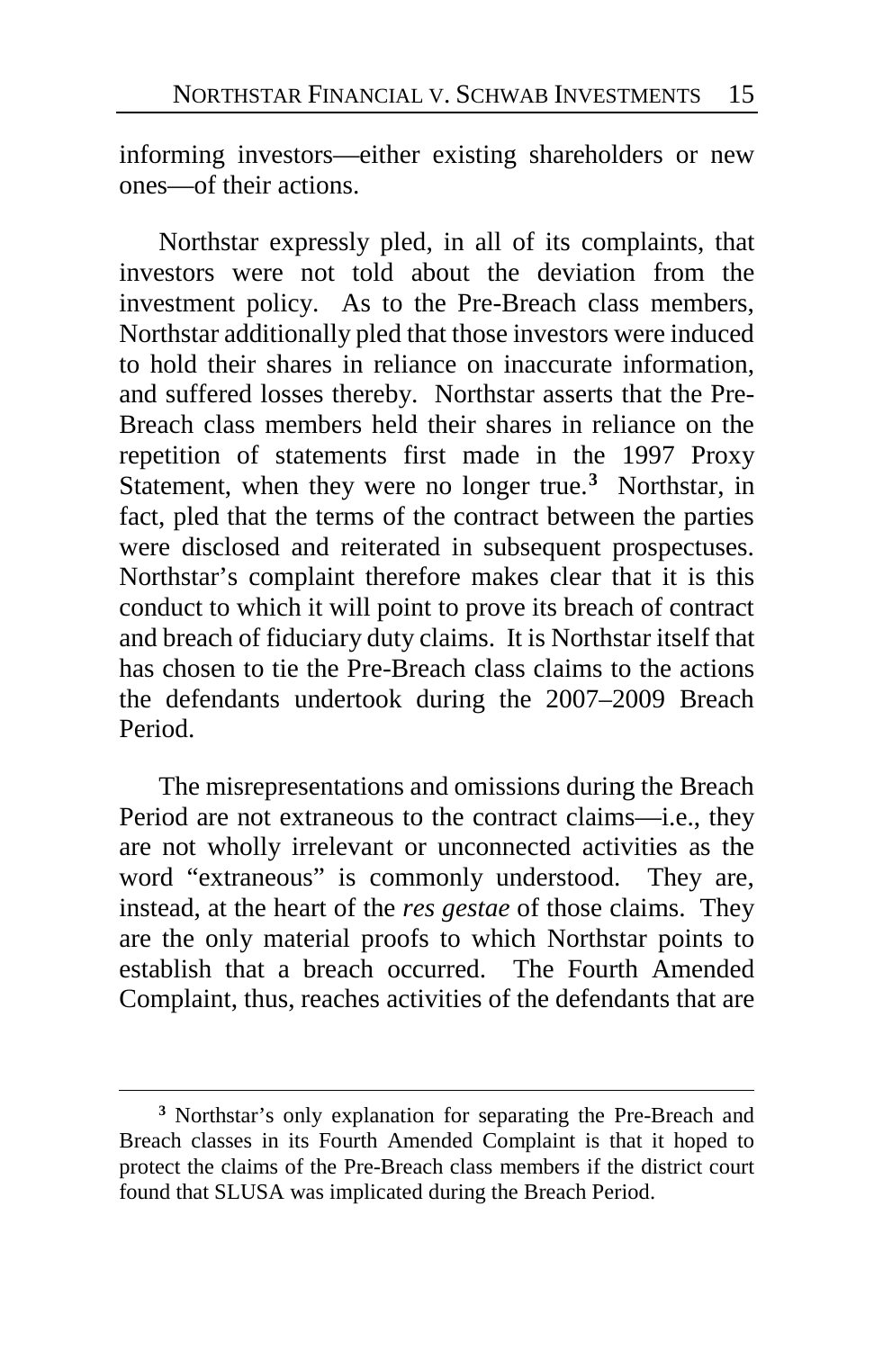informing investors—either existing shareholders or new ones—of their actions.

Northstar expressly pled, in all of its complaints, that investors were not told about the deviation from the investment policy. As to the Pre-Breach class members, Northstar additionally pled that those investors were induced to hold their shares in reliance on inaccurate information, and suffered losses thereby. Northstar asserts that the Pre-Breach class members held their shares in reliance on the repetition of statements first made in the 1997 Proxy Statement, when they were no longer true.[3] Northstar, in fact, pled that the terms of the contract between the parties were disclosed and reiterated in subsequent prospectuses. Northstar's complaint therefore makes clear that it is this conduct to which it will point to prove its breach of contract and breach of fiduciary duty claims. It is Northstar itself that has chosen to tie the Pre-Breach class claims to the actions the defendants undertook during the 2007–2009 Breach Period.

The misrepresentations and omissions during the Breach Period are not extraneous to the contract claims—i.e., they are not wholly irrelevant or unconnected activities as the word "extraneous" is commonly understood. They are, instead, at the heart of the *res gestae* of those claims. They are the only material proofs to which Northstar points to establish that a breach occurred. The Fourth Amended Complaint, thus, reaches activities of the defendants that are

[3] Northstar's only explanation for separating the Pre-Breach and Breach classes in its Fourth Amended Complaint is that it hoped to protect the claims of the Pre-Breach class members if the district court found that SLUSA was implicated during the Breach Period.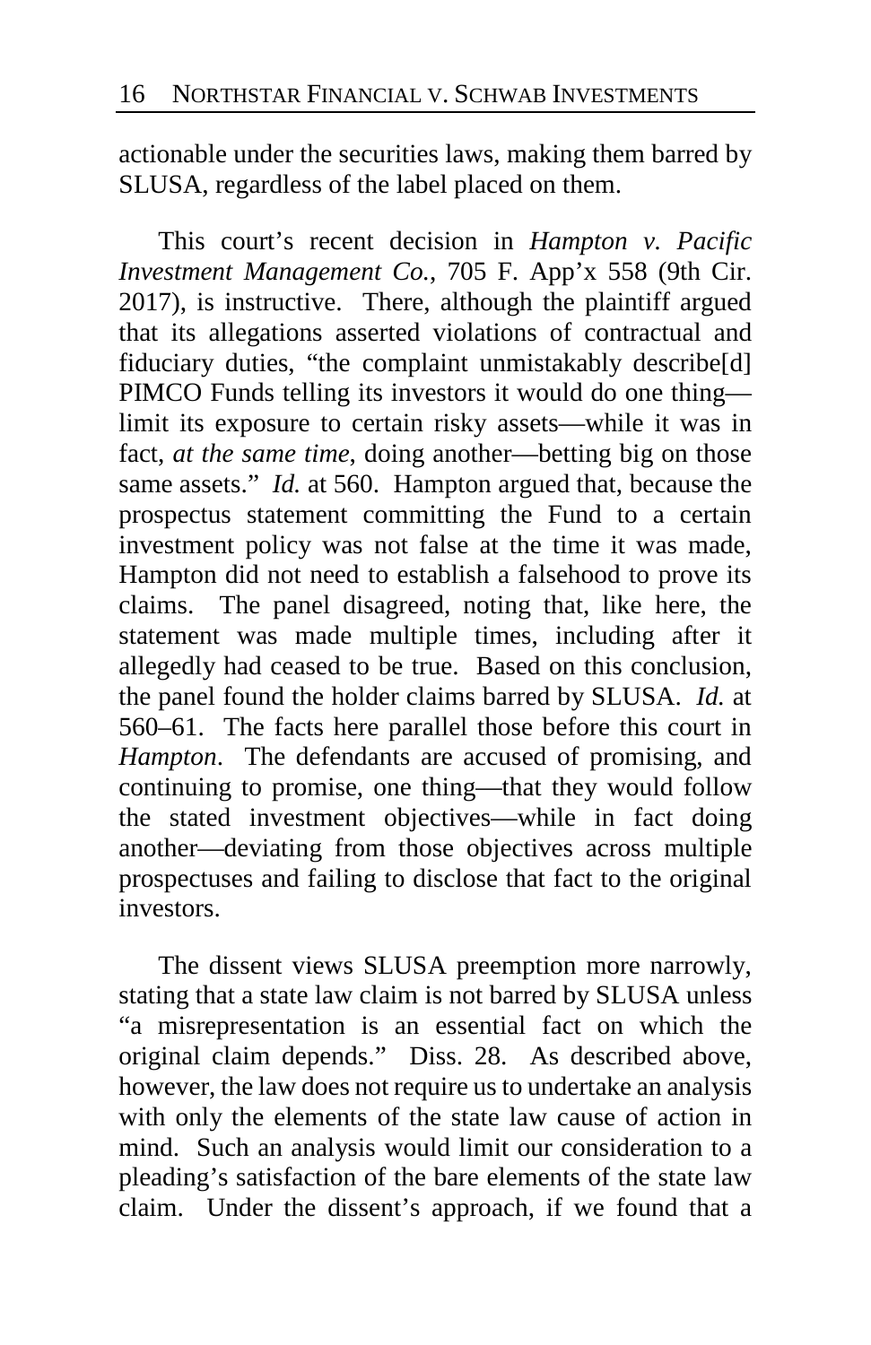actionable under the securities laws, making them barred by SLUSA, regardless of the label placed on them.

This court's recent decision in *Hampton v. Pacific Investment Management Co.*, 705 F. App'x 558 (9th Cir. 2017), is instructive. There, although the plaintiff argued that its allegations asserted violations of contractual and fiduciary duties, "the complaint unmistakably describe[d] PIMCO Funds telling its investors it would do one thing—limit its exposure to certain risky assets—while it was in fact, *at the same time*, doing another—betting big on those same assets." *Id.* at 560. Hampton argued that, because the prospectus statement committing the Fund to a certain investment policy was not false at the time it was made, Hampton did not need to establish a falsehood to prove its claims. The panel disagreed, noting that, like here, the statement was made multiple times, including after it allegedly had ceased to be true. Based on this conclusion, the panel found the holder claims barred by SLUSA. *Id.* at 560–61. The facts here parallel those before this court in *Hampton*. The defendants are accused of promising, and continuing to promise, one thing—that they would follow the stated investment objectives—while in fact doing another—deviating from those objectives across multiple prospectuses and failing to disclose that fact to the original investors.

The dissent views SLUSA preemption more narrowly, stating that a state law claim is not barred by SLUSA unless "a misrepresentation is an essential fact on which the original claim depends." Diss. 28. As described above, however, the law does not require us to undertake an analysis with only the elements of the state law cause of action in mind. Such an analysis would limit our consideration to a pleading's satisfaction of the bare elements of the state law claim. Under the dissent's approach, if we found that a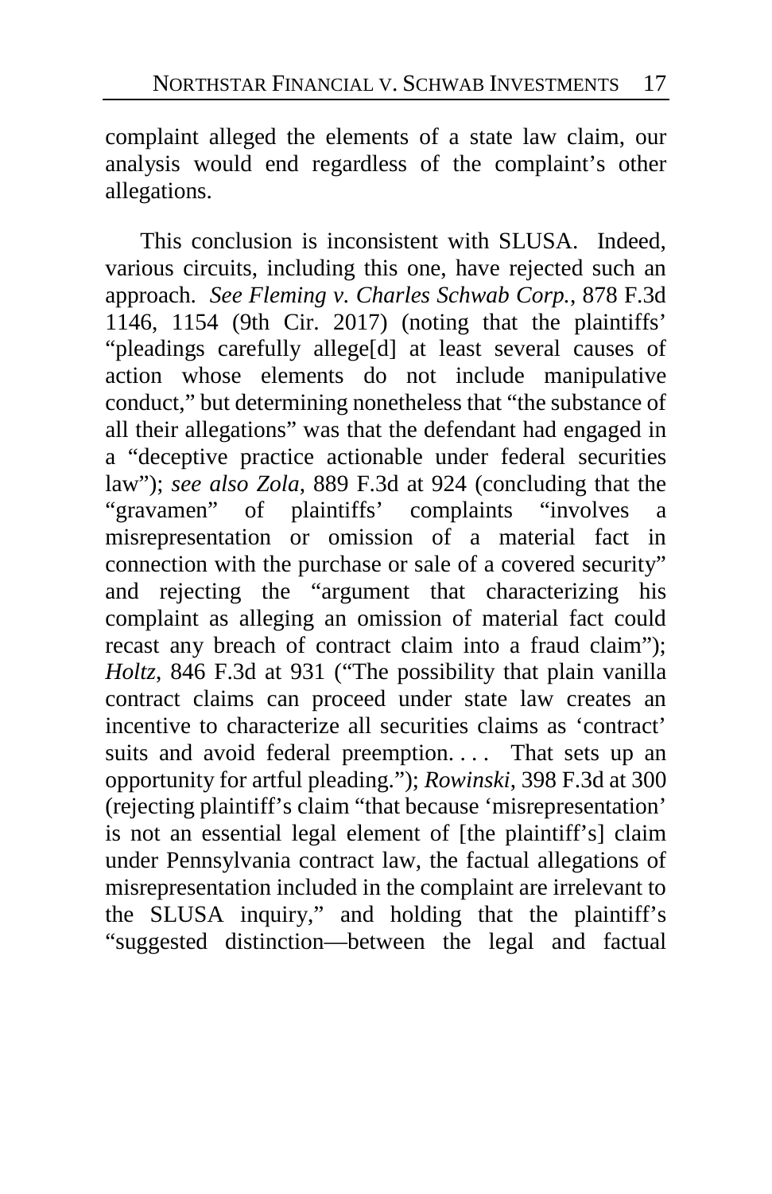complaint alleged the elements of a state law claim, our analysis would end regardless of the complaint's other allegations.

This conclusion is inconsistent with SLUSA. Indeed, various circuits, including this one, have rejected such an approach. *See Fleming v. Charles Schwab Corp.*, 878 F.3d 1146, 1154 (9th Cir. 2017) (noting that the plaintiffs' "pleadings carefully allege[d] at least several causes of action whose elements do not include manipulative conduct," but determining nonetheless that "the substance of all their allegations" was that the defendant had engaged in a "deceptive practice actionable under federal securities law"); *see also Zola*, 889 F.3d at 924 (concluding that the "gravamen" of plaintiffs' complaints "involves a misrepresentation or omission of a material fact in connection with the purchase or sale of a covered security" and rejecting the "argument that characterizing his complaint as alleging an omission of material fact could recast any breach of contract claim into a fraud claim"); *Holtz*, 846 F.3d at 931 ("The possibility that plain vanilla contract claims can proceed under state law creates an incentive to characterize all securities claims as 'contract' suits and avoid federal preemption. . . . That sets up an opportunity for artful pleading."); *Rowinski*, 398 F.3d at 300 (rejecting plaintiff's claim "that because 'misrepresentation' is not an essential legal element of [the plaintiff's] claim under Pennsylvania contract law, the factual allegations of misrepresentation included in the complaint are irrelevant to the SLUSA inquiry," and holding that the plaintiff's "suggested distinction—between the legal and factual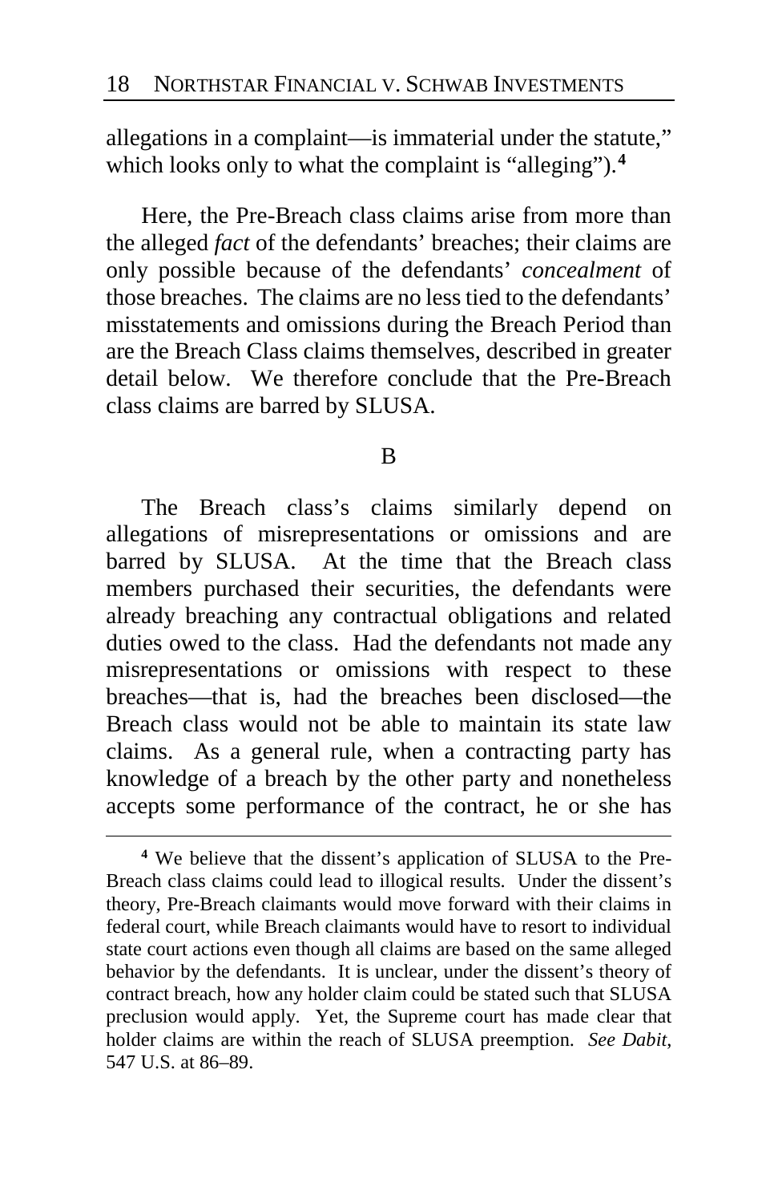allegations in a complaint—is immaterial under the statute," which looks only to what the complaint is "alleging").[4]

Here, the Pre-Breach class claims arise from more than the alleged *fact* of the defendants' breaches; their claims are only possible because of the defendants' *concealment* of those breaches. The claims are no less tied to the defendants' misstatements and omissions during the Breach Period than are the Breach Class claims themselves, described in greater detail below. We therefore conclude that the Pre-Breach class claims are barred by SLUSA.

B

The Breach class's claims similarly depend on allegations of misrepresentations or omissions and are barred by SLUSA. At the time that the Breach class members purchased their securities, the defendants were already breaching any contractual obligations and related duties owed to the class. Had the defendants not made any misrepresentations or omissions with respect to these breaches—that is, had the breaches been disclosed—the Breach class would not be able to maintain its state law claims. As a general rule, when a contracting party has knowledge of a breach by the other party and nonetheless accepts some performance of the contract, he or she has

---

[4] We believe that the dissent's application of SLUSA to the Pre-Breach class claims could lead to illogical results. Under the dissent's theory, Pre-Breach claimants would move forward with their claims in federal court, while Breach claimants would have to resort to individual state court actions even though all claims are based on the same alleged behavior by the defendants. It is unclear, under the dissent's theory of contract breach, how any holder claim could be stated such that SLUSA preclusion would apply. Yet, the Supreme court has made clear that holder claims are within the reach of SLUSA preemption. *See Dabit*, 547 U.S. at 86–89.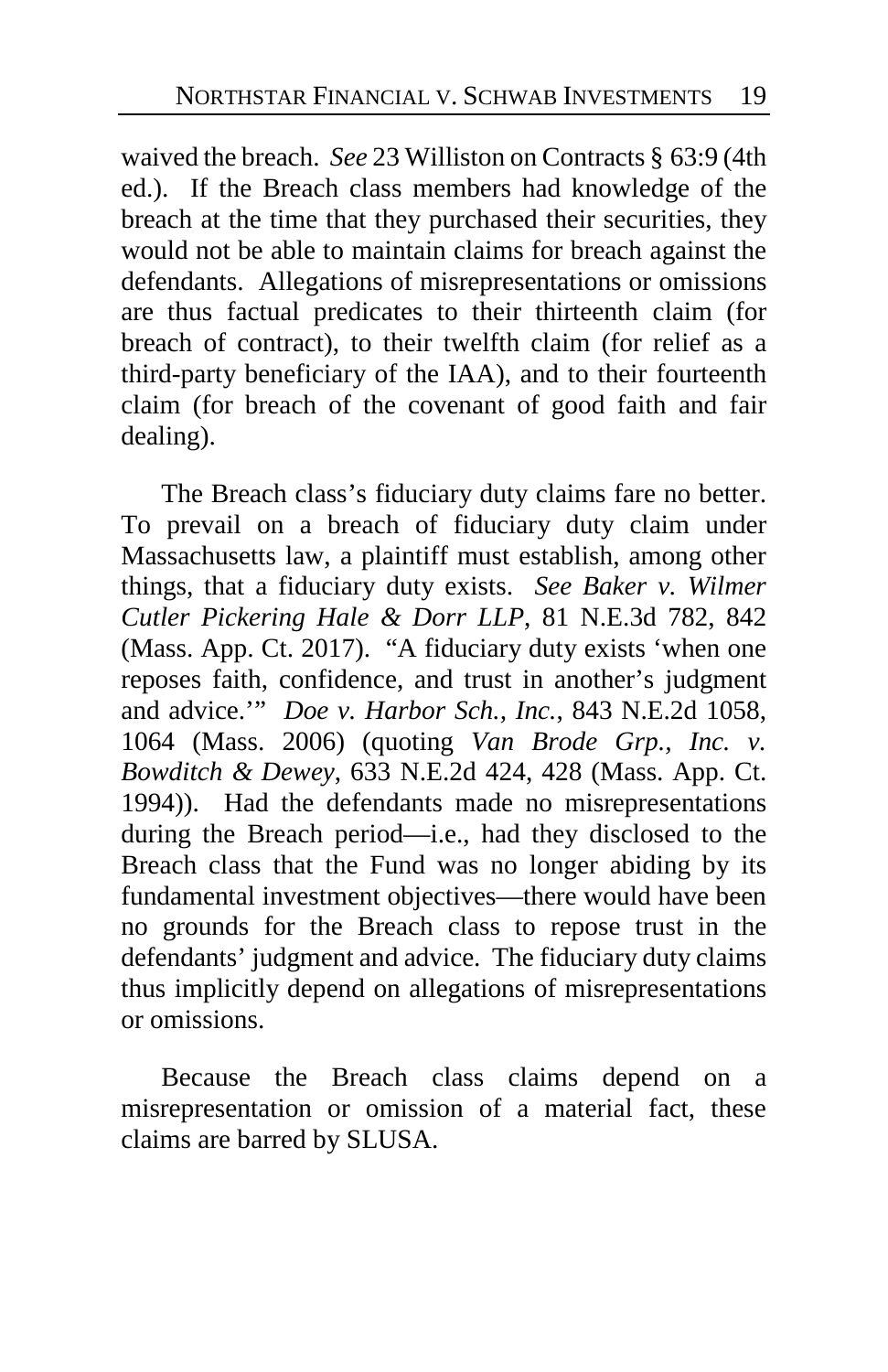waived the breach. *See* 23 Williston on Contracts § 63:9 (4th ed.). If the Breach class members had knowledge of the breach at the time that they purchased their securities, they would not be able to maintain claims for breach against the defendants. Allegations of misrepresentations or omissions are thus factual predicates to their thirteenth claim (for breach of contract), to their twelfth claim (for relief as a third-party beneficiary of the IAA), and to their fourteenth claim (for breach of the covenant of good faith and fair dealing).

The Breach class's fiduciary duty claims fare no better. To prevail on a breach of fiduciary duty claim under Massachusetts law, a plaintiff must establish, among other things, that a fiduciary duty exists. *See Baker v. Wilmer Cutler Pickering Hale & Dorr LLP*, 81 N.E.3d 782, 842 (Mass. App. Ct. 2017). "A fiduciary duty exists 'when one reposes faith, confidence, and trust in another's judgment and advice.'" *Doe v. Harbor Sch., Inc.*, 843 N.E.2d 1058, 1064 (Mass. 2006) (quoting *Van Brode Grp., Inc. v. Bowditch & Dewey*, 633 N.E.2d 424, 428 (Mass. App. Ct. 1994)). Had the defendants made no misrepresentations during the Breach period—i.e., had they disclosed to the Breach class that the Fund was no longer abiding by its fundamental investment objectives—there would have been no grounds for the Breach class to repose trust in the defendants' judgment and advice. The fiduciary duty claims thus implicitly depend on allegations of misrepresentations or omissions.

Because the Breach class claims depend on a misrepresentation or omission of a material fact, these claims are barred by SLUSA.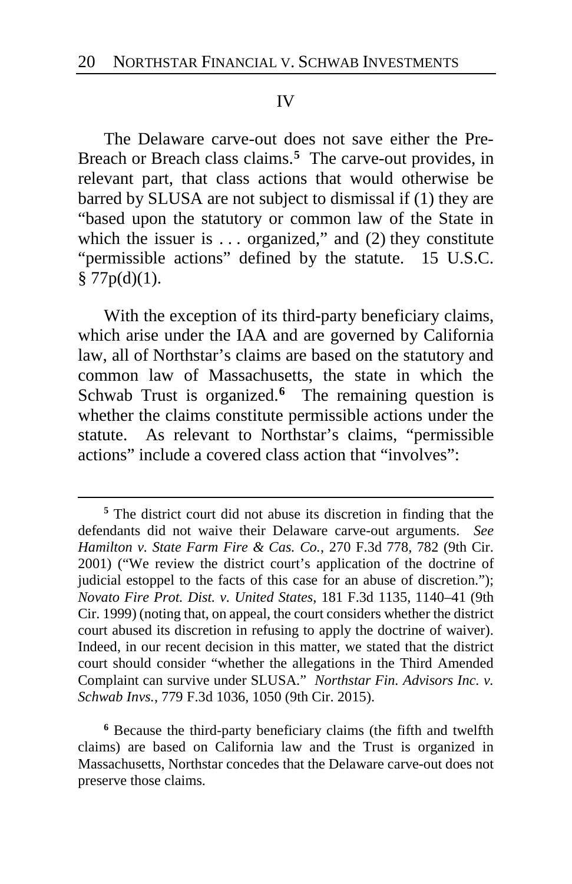## IV

The Delaware carve-out does not save either the Pre-Breach or Breach class claims.[5] The carve-out provides, in relevant part, that class actions that would otherwise be barred by SLUSA are not subject to dismissal if (1) they are "based upon the statutory or common law of the State in which the issuer is . . . organized," and (2) they constitute "permissible actions" defined by the statute. 15 U.S.C. § 77p(d)(1).

With the exception of its third-party beneficiary claims, which arise under the IAA and are governed by California law, all of Northstar's claims are based on the statutory and common law of Massachusetts, the state in which the Schwab Trust is organized.[6] The remaining question is whether the claims constitute permissible actions under the statute. As relevant to Northstar's claims, "permissible actions" include a covered class action that "involves":

---

[5] The district court did not abuse its discretion in finding that the defendants did not waive their Delaware carve-out arguments. *See Hamilton v. State Farm Fire & Cas. Co.*, 270 F.3d 778, 782 (9th Cir. 2001) ("We review the district court's application of the doctrine of judicial estoppel to the facts of this case for an abuse of discretion."); *Novato Fire Prot. Dist. v. United States*, 181 F.3d 1135, 1140–41 (9th Cir. 1999) (noting that, on appeal, the court considers whether the district court abused its discretion in refusing to apply the doctrine of waiver). Indeed, in our recent decision in this matter, we stated that the district court should consider "whether the allegations in the Third Amended Complaint can survive under SLUSA." *Northstar Fin. Advisors Inc. v. Schwab Invs.*, 779 F.3d 1036, 1050 (9th Cir. 2015).

[6] Because the third-party beneficiary claims (the fifth and twelfth claims) are based on California law and the Trust is organized in Massachusetts, Northstar concedes that the Delaware carve-out does not preserve those claims.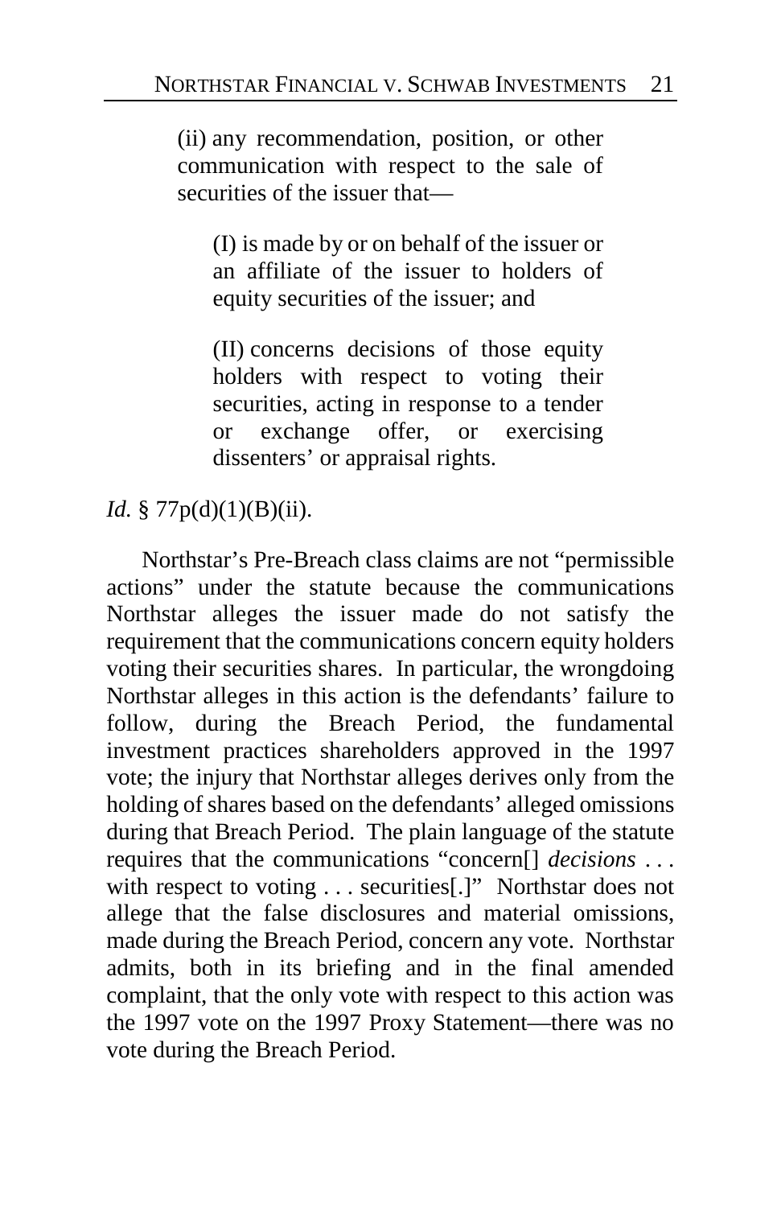> (ii) any recommendation, position, or other communication with respect to the sale of securities of the issuer that—
>
> > (I) is made by or on behalf of the issuer or an affiliate of the issuer to holders of equity securities of the issuer; and
> >
> > (II) concerns decisions of those equity holders with respect to voting their securities, acting in response to a tender or exchange offer, or exercising dissenters' or appraisal rights.

*Id.* § 77p(d)(1)(B)(ii).

Northstar's Pre-Breach class claims are not "permissible actions" under the statute because the communications Northstar alleges the issuer made do not satisfy the requirement that the communications concern equity holders voting their securities shares. In particular, the wrongdoing Northstar alleges in this action is the defendants' failure to follow, during the Breach Period, the fundamental investment practices shareholders approved in the 1997 vote; the injury that Northstar alleges derives only from the holding of shares based on the defendants' alleged omissions during that Breach Period. The plain language of the statute requires that the communications "concern[] *decisions* . . . with respect to voting . . . securities[.]" Northstar does not allege that the false disclosures and material omissions, made during the Breach Period, concern any vote. Northstar admits, both in its briefing and in the final amended complaint, that the only vote with respect to this action was the 1997 vote on the 1997 Proxy Statement—there was no vote during the Breach Period.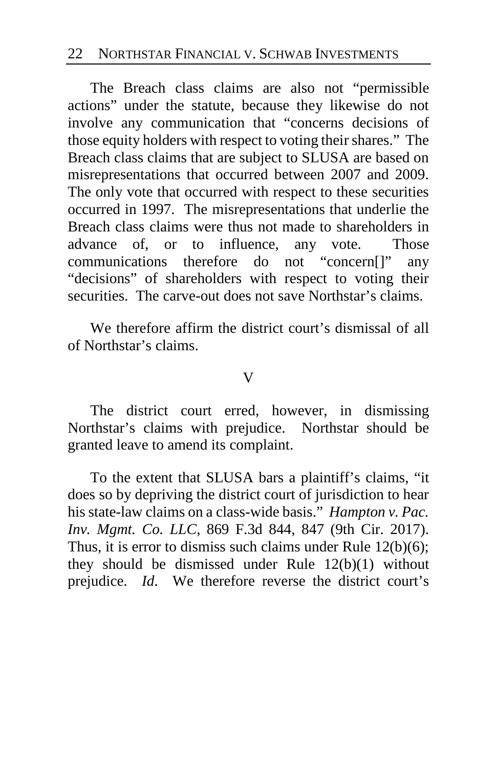The Breach class claims are also not "permissible actions" under the statute, because they likewise do not involve any communication that "concerns decisions of those equity holders with respect to voting their shares." The Breach class claims that are subject to SLUSA are based on misrepresentations that occurred between 2007 and 2009. The only vote that occurred with respect to these securities occurred in 1997. The misrepresentations that underlie the Breach class claims were thus not made to shareholders in advance of, or to influence, any vote. Those communications therefore do not "concern[]" any "decisions" of shareholders with respect to voting their securities. The carve-out does not save Northstar's claims.

We therefore affirm the district court's dismissal of all of Northstar's claims.

## V

The district court erred, however, in dismissing Northstar's claims with prejudice. Northstar should be granted leave to amend its complaint.

To the extent that SLUSA bars a plaintiff's claims, "it does so by depriving the district court of jurisdiction to hear his state-law claims on a class-wide basis." *Hampton v. Pac. Inv. Mgmt. Co. LLC*, 869 F.3d 844, 847 (9th Cir. 2017). Thus, it is error to dismiss such claims under Rule 12(b)(6); they should be dismissed under Rule 12(b)(1) without prejudice. *Id.* We therefore reverse the district court's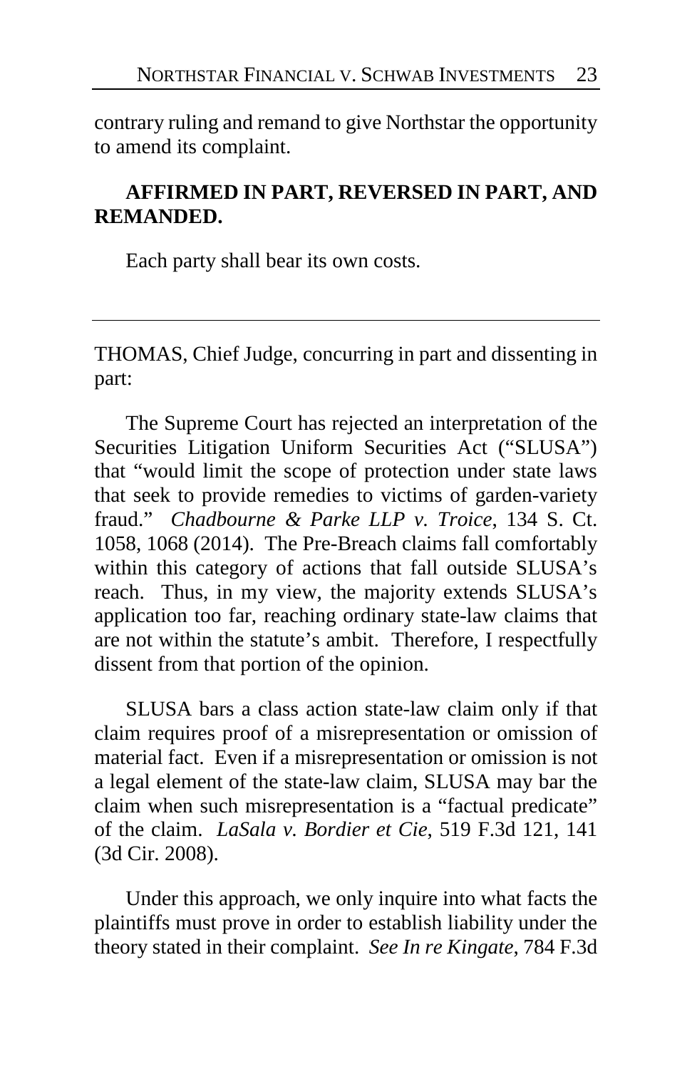contrary ruling and remand to give Northstar the opportunity to amend its complaint.

**AFFIRMED IN PART, REVERSED IN PART, AND REMANDED.**

Each party shall bear its own costs.

---

THOMAS, Chief Judge, concurring in part and dissenting in part:

The Supreme Court has rejected an interpretation of the Securities Litigation Uniform Securities Act ("SLUSA") that "would limit the scope of protection under state laws that seek to provide remedies to victims of garden-variety fraud." *Chadbourne & Parke LLP v. Troice*, 134 S. Ct. 1058, 1068 (2014). The Pre-Breach claims fall comfortably within this category of actions that fall outside SLUSA's reach. Thus, in my view, the majority extends SLUSA's application too far, reaching ordinary state-law claims that are not within the statute's ambit. Therefore, I respectfully dissent from that portion of the opinion.

SLUSA bars a class action state-law claim only if that claim requires proof of a misrepresentation or omission of material fact. Even if a misrepresentation or omission is not a legal element of the state-law claim, SLUSA may bar the claim when such misrepresentation is a "factual predicate" of the claim. *LaSala v. Bordier et Cie*, 519 F.3d 121, 141 (3d Cir. 2008).

Under this approach, we only inquire into what facts the plaintiffs must prove in order to establish liability under the theory stated in their complaint. *See In re Kingate*, 784 F.3d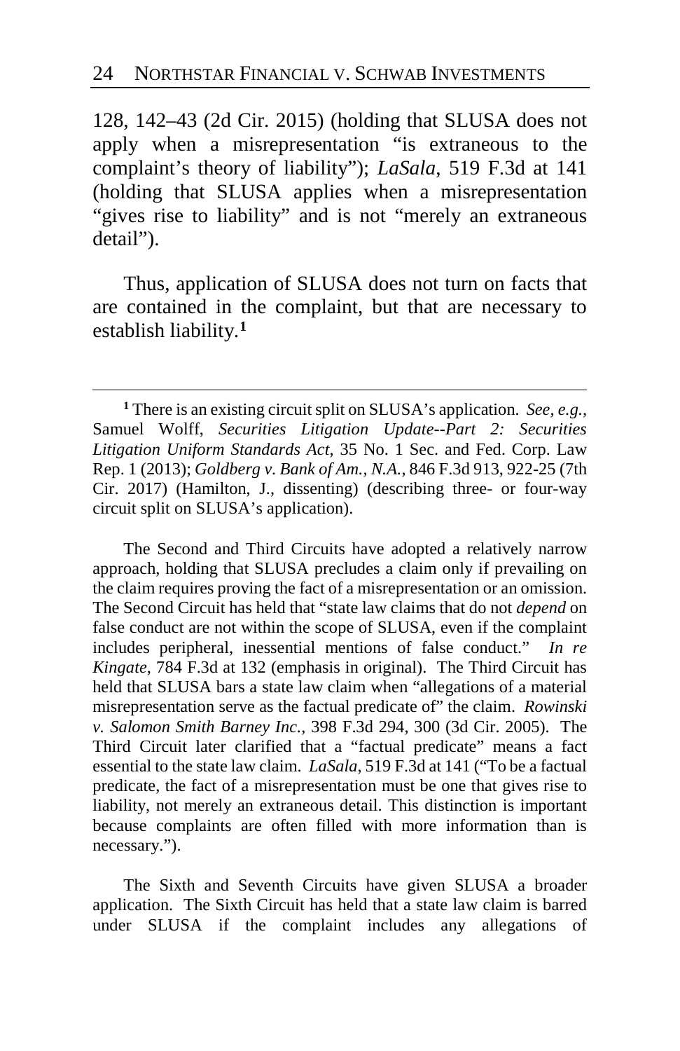128, 142–43 (2d Cir. 2015) (holding that SLUSA does not apply when a misrepresentation "is extraneous to the complaint's theory of liability"); *LaSala*, 519 F.3d at 141 (holding that SLUSA applies when a misrepresentation "gives rise to liability" and is not "merely an extraneous detail").

Thus, application of SLUSA does not turn on facts that are contained in the complaint, but that are necessary to establish liability.[1]

---

[1] There is an existing circuit split on SLUSA's application. *See, e.g.,* Samuel Wolff, *Securities Litigation Update--Part 2: Securities Litigation Uniform Standards Act*, 35 No. 1 Sec. and Fed. Corp. Law Rep. 1 (2013); *Goldberg v. Bank of Am., N.A.*, 846 F.3d 913, 922-25 (7th Cir. 2017) (Hamilton, J., dissenting) (describing three- or four-way circuit split on SLUSA's application).

The Second and Third Circuits have adopted a relatively narrow approach, holding that SLUSA precludes a claim only if prevailing on the claim requires proving the fact of a misrepresentation or an omission. The Second Circuit has held that "state law claims that do not *depend* on false conduct are not within the scope of SLUSA, even if the complaint includes peripheral, inessential mentions of false conduct." *In re Kingate*, 784 F.3d at 132 (emphasis in original). The Third Circuit has held that SLUSA bars a state law claim when "allegations of a material misrepresentation serve as the factual predicate of" the claim. *Rowinski v. Salomon Smith Barney Inc.*, 398 F.3d 294, 300 (3d Cir. 2005). The Third Circuit later clarified that a "factual predicate" means a fact essential to the state law claim. *LaSala*, 519 F.3d at 141 ("To be a factual predicate, the fact of a misrepresentation must be one that gives rise to liability, not merely an extraneous detail. This distinction is important because complaints are often filled with more information than is necessary.").

The Sixth and Seventh Circuits have given SLUSA a broader application. The Sixth Circuit has held that a state law claim is barred under SLUSA if the complaint includes any allegations of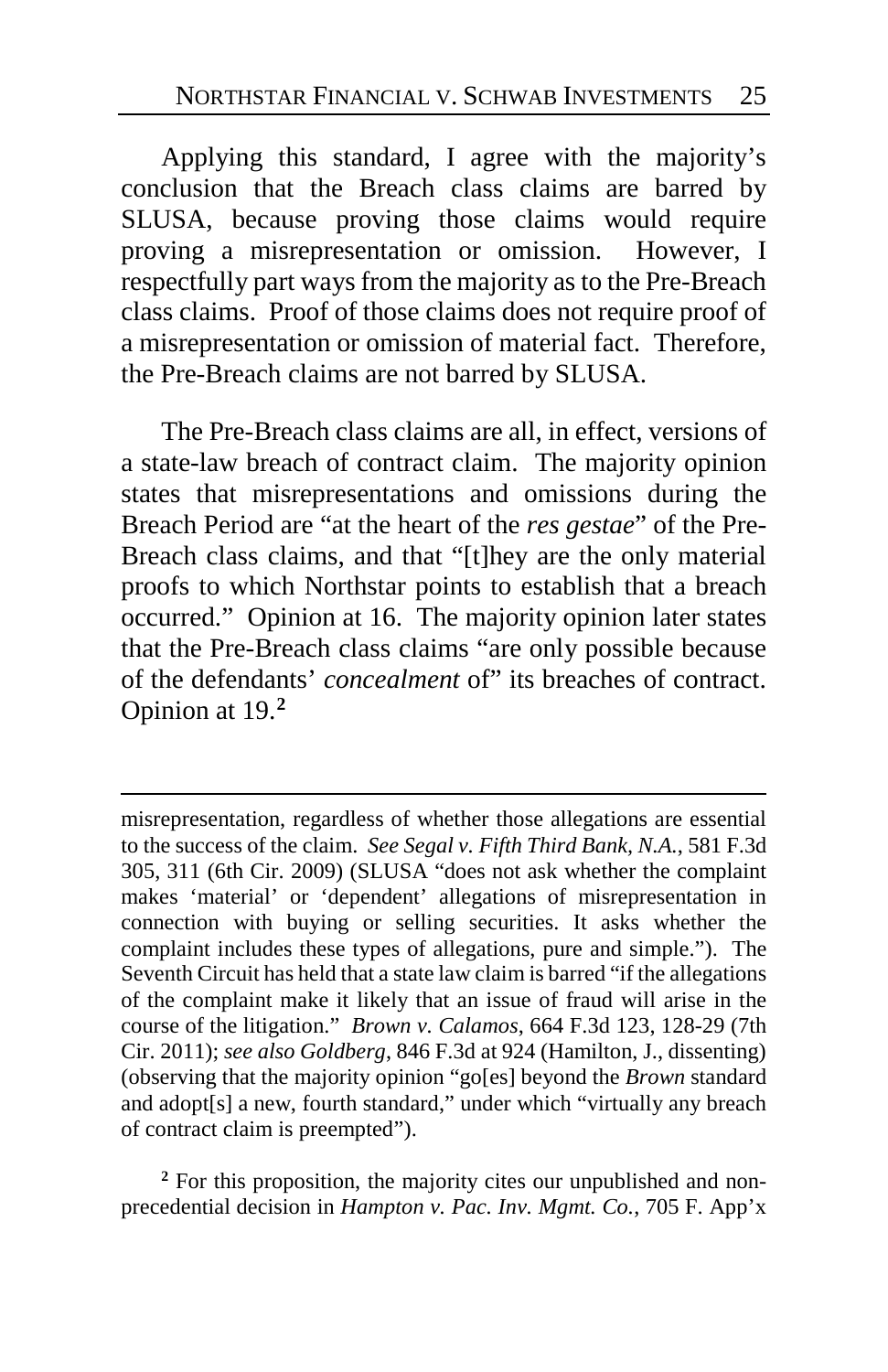Applying this standard, I agree with the majority's conclusion that the Breach class claims are barred by SLUSA, because proving those claims would require proving a misrepresentation or omission. However, I respectfully part ways from the majority as to the Pre-Breach class claims. Proof of those claims does not require proof of a misrepresentation or omission of material fact. Therefore, the Pre-Breach claims are not barred by SLUSA.

The Pre-Breach class claims are all, in effect, versions of a state-law breach of contract claim. The majority opinion states that misrepresentations and omissions during the Breach Period are "at the heart of the *res gestae*" of the Pre-Breach class claims, and that "[t]hey are the only material proofs to which Northstar points to establish that a breach occurred." Opinion at 16. The majority opinion later states that the Pre-Breach class claims "are only possible because of the defendants' *concealment* of" its breaches of contract. Opinion at 19.[2]

---

misrepresentation, regardless of whether those allegations are essential to the success of the claim. *See Segal v. Fifth Third Bank, N.A.*, 581 F.3d 305, 311 (6th Cir. 2009) (SLUSA "does not ask whether the complaint makes 'material' or 'dependent' allegations of misrepresentation in connection with buying or selling securities. It asks whether the complaint includes these types of allegations, pure and simple."). The Seventh Circuit has held that a state law claim is barred "if the allegations of the complaint make it likely that an issue of fraud will arise in the course of the litigation." *Brown v. Calamos*, 664 F.3d 123, 128-29 (7th Cir. 2011); *see also Goldberg*, 846 F.3d at 924 (Hamilton, J., dissenting) (observing that the majority opinion "go[es] beyond the *Brown* standard and adopt[s] a new, fourth standard," under which "virtually any breach of contract claim is preempted").

[2] For this proposition, the majority cites our unpublished and non-precedential decision in *Hampton v. Pac. Inv. Mgmt. Co.*, 705 F. App'x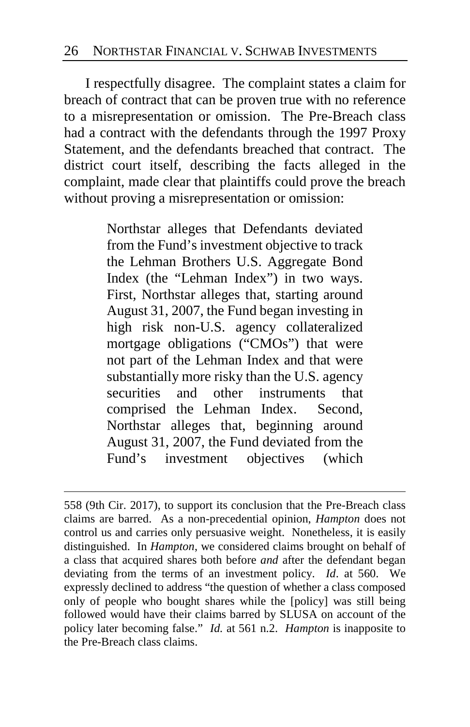I respectfully disagree. The complaint states a claim for breach of contract that can be proven true with no reference to a misrepresentation or omission. The Pre-Breach class had a contract with the defendants through the 1997 Proxy Statement, and the defendants breached that contract. The district court itself, describing the facts alleged in the complaint, made clear that plaintiffs could prove the breach without proving a misrepresentation or omission:

> Northstar alleges that Defendants deviated from the Fund's investment objective to track the Lehman Brothers U.S. Aggregate Bond Index (the "Lehman Index") in two ways. First, Northstar alleges that, starting around August 31, 2007, the Fund began investing in high risk non-U.S. agency collateralized mortgage obligations ("CMOs") that were not part of the Lehman Index and that were substantially more risky than the U.S. agency securities and other instruments that comprised the Lehman Index. Second, Northstar alleges that, beginning around August 31, 2007, the Fund deviated from the Fund's investment objectives (which

---

558 (9th Cir. 2017), to support its conclusion that the Pre-Breach class claims are barred. As a non-precedential opinion, *Hampton* does not control us and carries only persuasive weight. Nonetheless, it is easily distinguished. In *Hampton*, we considered claims brought on behalf of a class that acquired shares both before *and* after the defendant began deviating from the terms of an investment policy. *Id*. at 560. We expressly declined to address "the question of whether a class composed only of people who bought shares while the [policy] was still being followed would have their claims barred by SLUSA on account of the policy later becoming false." *Id.* at 561 n.2. *Hampton* is inapposite to the Pre-Breach class claims.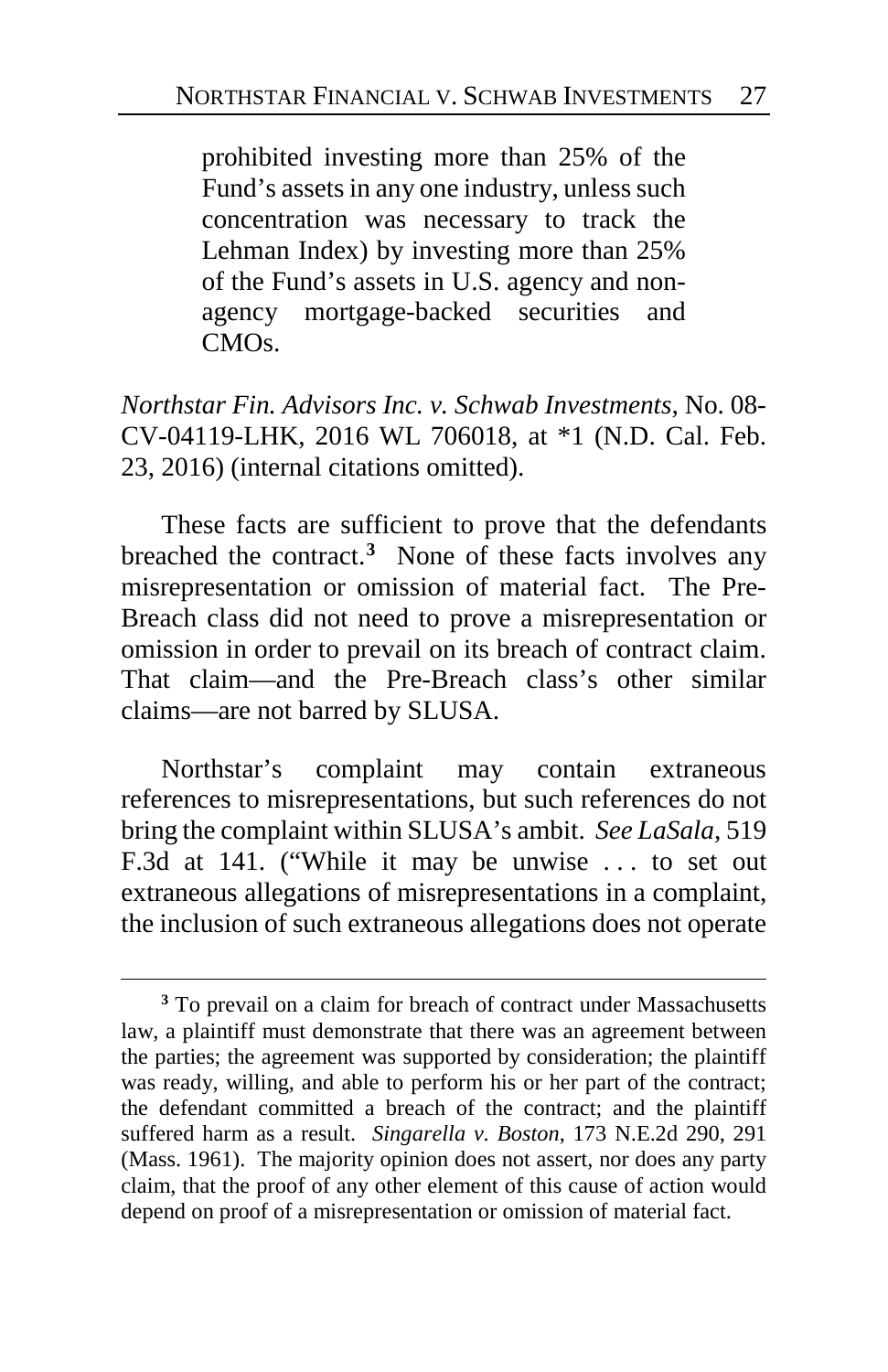> prohibited investing more than 25% of the Fund's assets in any one industry, unless such concentration was necessary to track the Lehman Index) by investing more than 25% of the Fund's assets in U.S. agency and non-agency mortgage-backed securities and CMOs.

*Northstar Fin. Advisors Inc. v. Schwab Investments*, No. 08-CV-04119-LHK, 2016 WL 706018, at *1 (N.D. Cal. Feb. 23, 2016) (internal citations omitted).

These facts are sufficient to prove that the defendants breached the contract.[3] None of these facts involves any misrepresentation or omission of material fact. The Pre-Breach class did not need to prove a misrepresentation or omission in order to prevail on its breach of contract claim. That claim—and the Pre-Breach class's other similar claims—are not barred by SLUSA.

Northstar's complaint may contain extraneous references to misrepresentations, but such references do not bring the complaint within SLUSA's ambit. *See LaSala*, 519 F.3d at 141. ("While it may be unwise . . . to set out extraneous allegations of misrepresentations in a complaint, the inclusion of such extraneous allegations does not operate

---

[3] To prevail on a claim for breach of contract under Massachusetts law, a plaintiff must demonstrate that there was an agreement between the parties; the agreement was supported by consideration; the plaintiff was ready, willing, and able to perform his or her part of the contract; the defendant committed a breach of the contract; and the plaintiff suffered harm as a result. *Singarella v. Boston*, 173 N.E.2d 290, 291 (Mass. 1961). The majority opinion does not assert, nor does any party claim, that the proof of any other element of this cause of action would depend on proof of a misrepresentation or omission of material fact.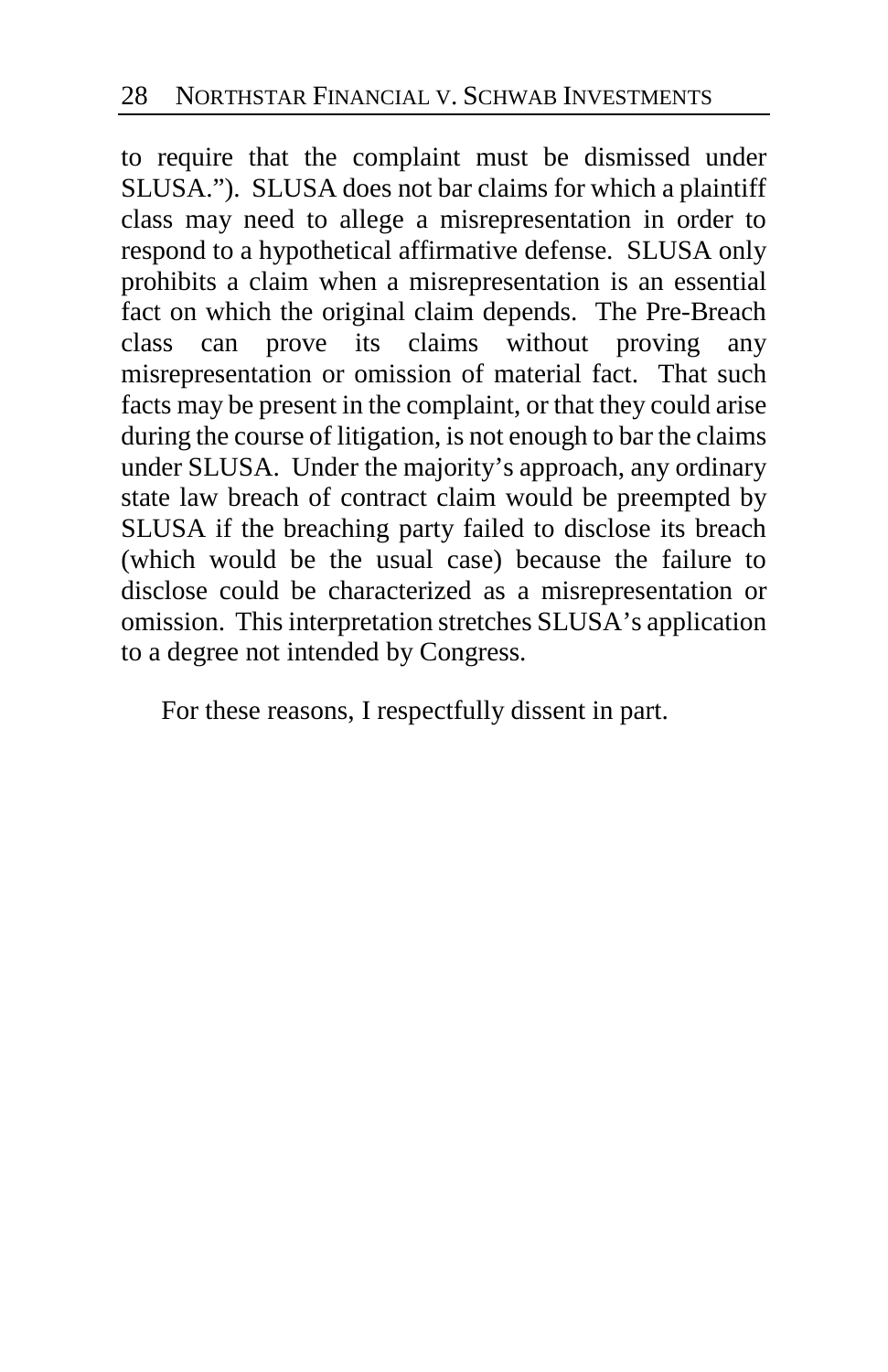to require that the complaint must be dismissed under SLUSA."). SLUSA does not bar claims for which a plaintiff class may need to allege a misrepresentation in order to respond to a hypothetical affirmative defense. SLUSA only prohibits a claim when a misrepresentation is an essential fact on which the original claim depends. The Pre-Breach class can prove its claims without proving any misrepresentation or omission of material fact. That such facts may be present in the complaint, or that they could arise during the course of litigation, is not enough to bar the claims under SLUSA. Under the majority's approach, any ordinary state law breach of contract claim would be preempted by SLUSA if the breaching party failed to disclose its breach (which would be the usual case) because the failure to disclose could be characterized as a misrepresentation or omission. This interpretation stretches SLUSA's application to a degree not intended by Congress.

For these reasons, I respectfully dissent in part.